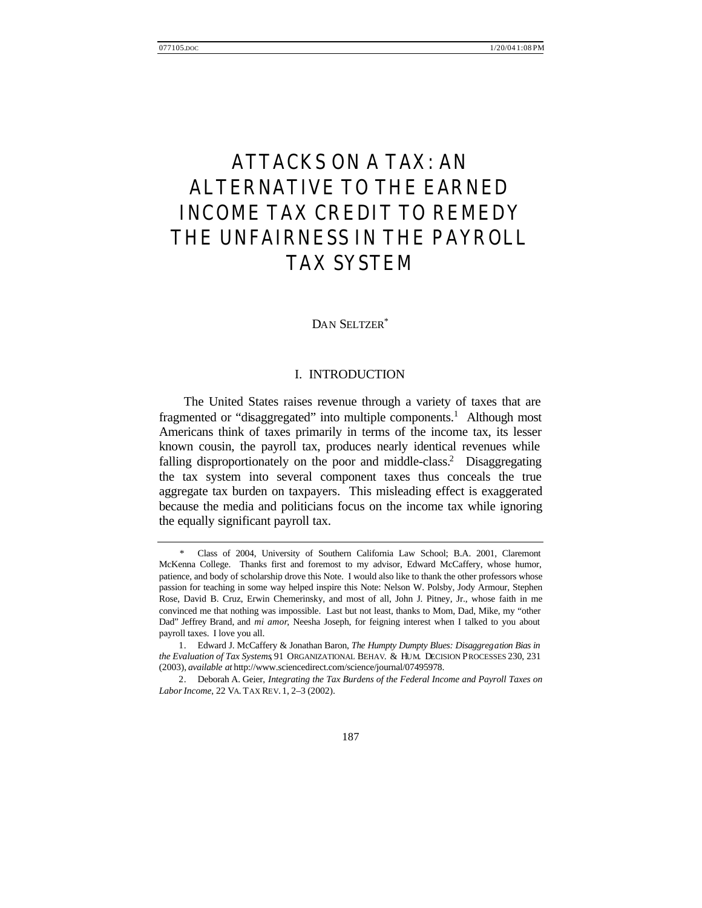# ATTACKS ON A TAX: AN ALTERNATIVE TO THE EARNED INCOME TAX CREDIT TO REMEDY THE UNFAIRNESS IN THE PAYROLL TAX SYSTEM

DAN SELTZER*

## I. INTRODUCTION

The United States raises revenue through a variety of taxes that are fragmented or "disaggregated" into multiple components.[1] Although most Americans think of taxes primarily in terms of the income tax, its lesser known cousin, the payroll tax, produces nearly identical revenues while falling disproportionately on the poor and middle-class.[2] Disaggregating the tax system into several component taxes thus conceals the true aggregate tax burden on taxpayers. This misleading effect is exaggerated because the media and politicians focus on the income tax while ignoring the equally significant payroll tax.

---

\* Class of 2004, University of Southern California Law School; B.A. 2001, Claremont McKenna College. Thanks first and foremost to my advisor, Edward McCaffery, whose humor, patience, and body of scholarship drove this Note. I would also like to thank the other professors whose passion for teaching in some way helped inspire this Note: Nelson W. Polsby, Jody Armour, Stephen Rose, David B. Cruz, Erwin Chemerinsky, and most of all, John J. Pitney, Jr., whose faith in me convinced me that nothing was impossible. Last but not least, thanks to Mom, Dad, Mike, my "other Dad" Jeffrey Brand, and *mi amor*, Neesha Joseph, for feigning interest when I talked to you about payroll taxes. I love you all.

1. Edward J. McCaffery & Jonathan Baron, *The Humpty Dumpty Blues: Disaggregation Bias in the Evaluation of Tax Systems*, 91 ORGANIZATIONAL BEHAV. & HUM. DECISION PROCESSES 230, 231 (2003), *available at* http://www.sciencedirect.com/science/journal/07495978.

2. Deborah A. Geier, *Integrating the Tax Burdens of the Federal Income and Payroll Taxes on Labor Income*, 22 VA. TAX REV. 1, 2–3 (2002).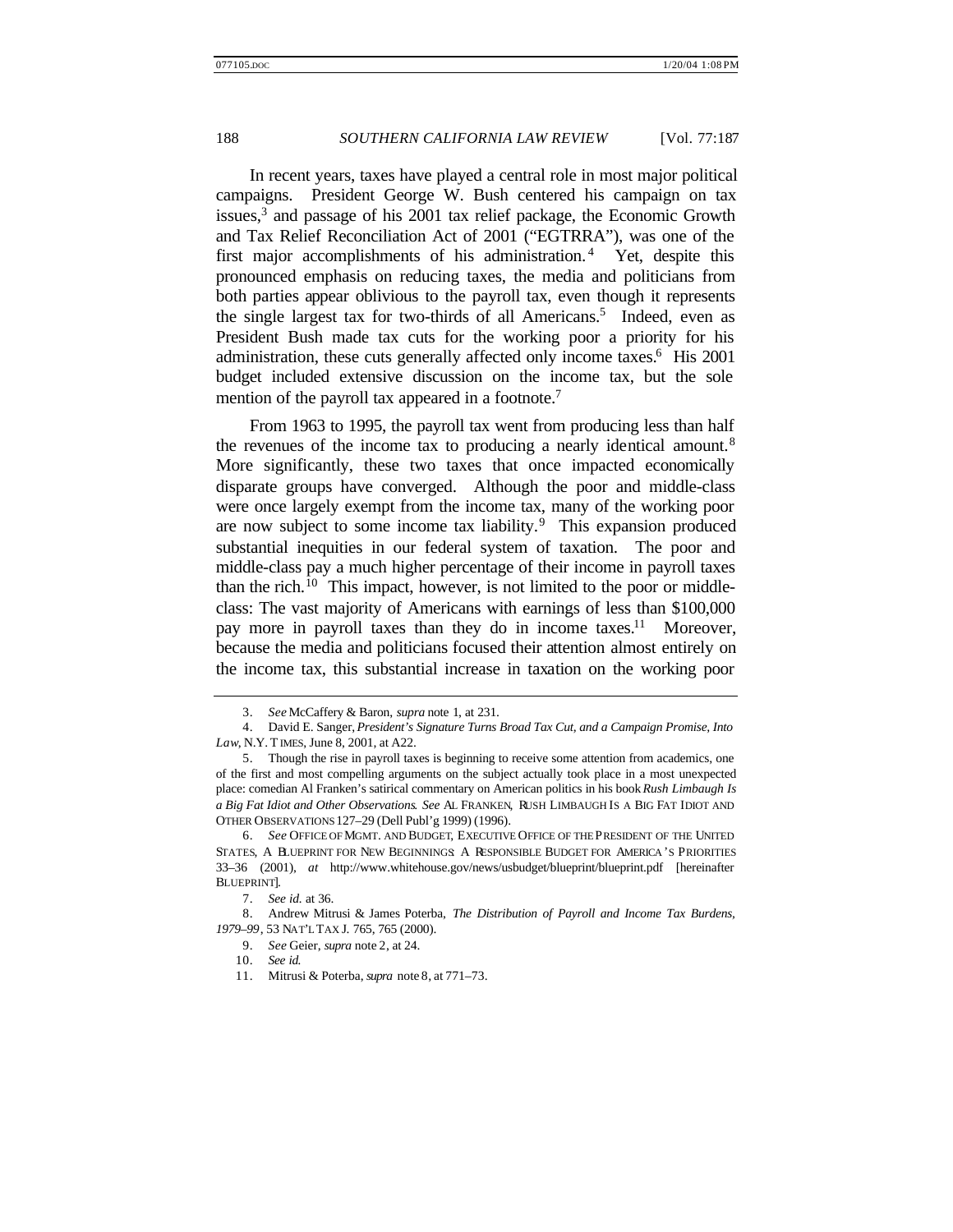In recent years, taxes have played a central role in most major political campaigns. President George W. Bush centered his campaign on tax issues,[3] and passage of his 2001 tax relief package, the Economic Growth and Tax Relief Reconciliation Act of 2001 ("EGTRRA"), was one of the first major accomplishments of his administration.[4] Yet, despite this pronounced emphasis on reducing taxes, the media and politicians from both parties appear oblivious to the payroll tax, even though it represents the single largest tax for two-thirds of all Americans.[5] Indeed, even as President Bush made tax cuts for the working poor a priority for his administration, these cuts generally affected only income taxes.[6] His 2001 budget included extensive discussion on the income tax, but the sole mention of the payroll tax appeared in a footnote.[7]

From 1963 to 1995, the payroll tax went from producing less than half the revenues of the income tax to producing a nearly identical amount.[8] More significantly, these two taxes that once impacted economically disparate groups have converged. Although the poor and middle-class were once largely exempt from the income tax, many of the working poor are now subject to some income tax liability.[9] This expansion produced substantial inequities in our federal system of taxation. The poor and middle-class pay a much higher percentage of their income in payroll taxes than the rich.[10] This impact, however, is not limited to the poor or middle-class: The vast majority of Americans with earnings of less than $100,000 pay more in payroll taxes than they do in income taxes.[11] Moreover, because the media and politicians focused their attention almost entirely on the income tax, this substantial increase in taxation on the working poor

---

3. *See* McCaffery & Baron, *supra* note 1, at 231.

4. David E. Sanger, *President's Signature Turns Broad Tax Cut, and a Campaign Promise, Into Law*, N.Y. TIMES, June 8, 2001, at A22.

5. Though the rise in payroll taxes is beginning to receive some attention from academics, one of the first and most compelling arguments on the subject actually took place in a most unexpected place: comedian Al Franken's satirical commentary on American politics in his book *Rush Limbaugh Is a Big Fat Idiot and Other Observations*. *See* AL FRANKEN, RUSH LIMBAUGH IS A BIG FAT IDIOT AND OTHER OBSERVATIONS 127–29 (Dell Publ'g 1999) (1996).

6. *See* OFFICE OF MGMT. AND BUDGET, EXECUTIVE OFFICE OF THE PRESIDENT OF THE UNITED STATES, A BLUEPRINT FOR NEW BEGINNINGS: A RESPONSIBLE BUDGET FOR AMERICA'S PRIORITIES 33–36 (2001), *at* http://www.whitehouse.gov/news/usbudget/blueprint/blueprint.pdf [hereinafter BLUEPRINT].

7. *See id.* at 36.

8. Andrew Mitrusi & James Poterba, *The Distribution of Payroll and Income Tax Burdens, 1979–99*, 53 NAT'L TAX J. 765, 765 (2000).

9. *See* Geier, *supra* note 2, at 24.

10. *See id.*

11. Mitrusi & Poterba, *supra* note 8, at 771–73.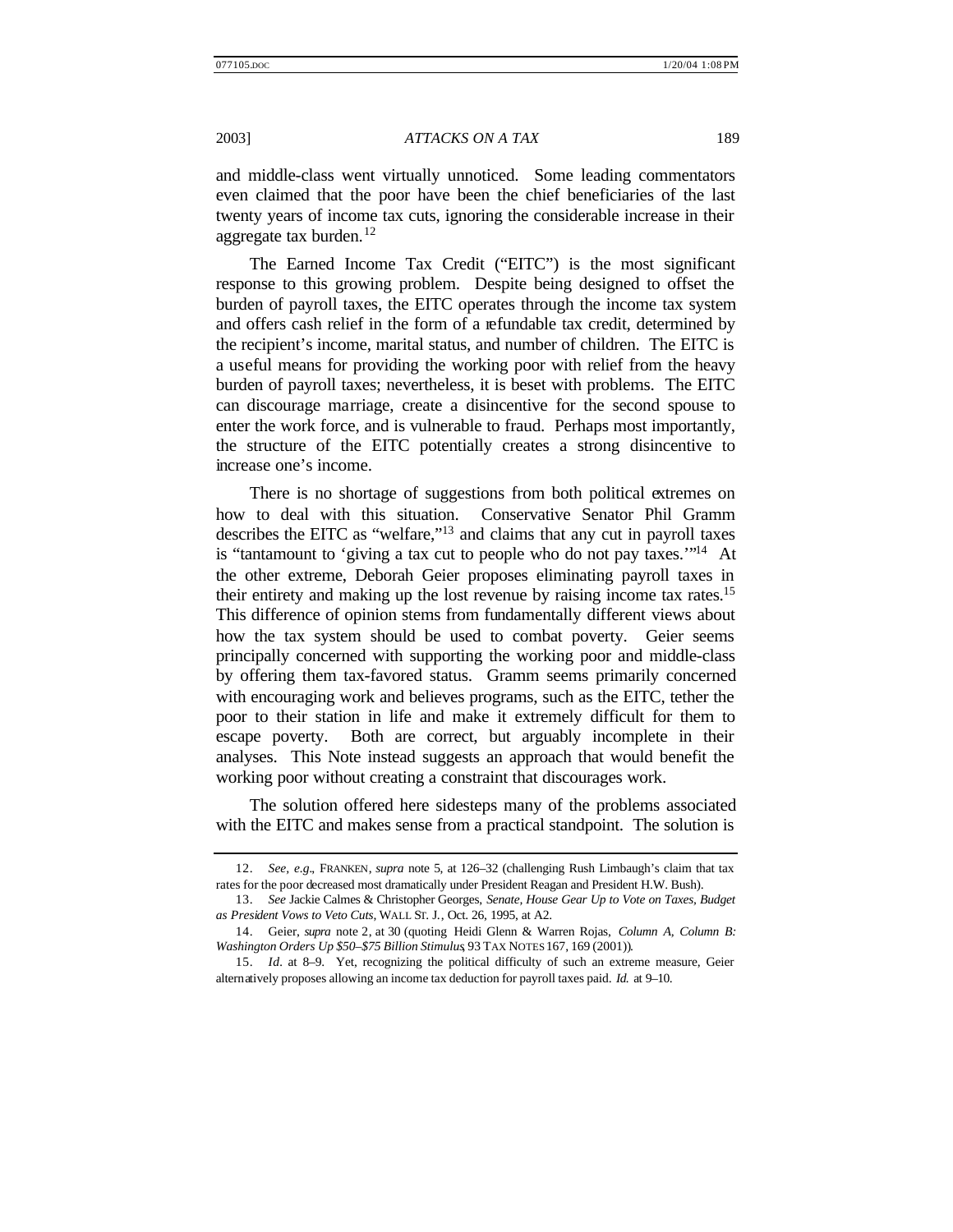and middle-class went virtually unnoticed. Some leading commentators even claimed that the poor have been the chief beneficiaries of the last twenty years of income tax cuts, ignoring the considerable increase in their aggregate tax burden.[12]

The Earned Income Tax Credit ("EITC") is the most significant response to this growing problem. Despite being designed to offset the burden of payroll taxes, the EITC operates through the income tax system and offers cash relief in the form of a refundable tax credit, determined by the recipient's income, marital status, and number of children. The EITC is a useful means for providing the working poor with relief from the heavy burden of payroll taxes; nevertheless, it is beset with problems. The EITC can discourage marriage, create a disincentive for the second spouse to enter the work force, and is vulnerable to fraud. Perhaps most importantly, the structure of the EITC potentially creates a strong disincentive to increase one's income.

There is no shortage of suggestions from both political extremes on how to deal with this situation. Conservative Senator Phil Gramm describes the EITC as "welfare,"[13] and claims that any cut in payroll taxes is "tantamount to 'giving a tax cut to people who do not pay taxes.'"[14] At the other extreme, Deborah Geier proposes eliminating payroll taxes in their entirety and making up the lost revenue by raising income tax rates.[15] This difference of opinion stems from fundamentally different views about how the tax system should be used to combat poverty. Geier seems principally concerned with supporting the working poor and middle-class by offering them tax-favored status. Gramm seems primarily concerned with encouraging work and believes programs, such as the EITC, tether the poor to their station in life and make it extremely difficult for them to escape poverty. Both are correct, but arguably incomplete in their analyses. This Note instead suggests an approach that would benefit the working poor without creating a constraint that discourages work.

The solution offered here sidesteps many of the problems associated with the EITC and makes sense from a practical standpoint. The solution is

---

12. *See, e.g.*, FRANKEN, *supra* note 5, at 126–32 (challenging Rush Limbaugh's claim that tax rates for the poor decreased most dramatically under President Reagan and President H.W. Bush).

13. *See* Jackie Calmes & Christopher Georges, *Senate, House Gear Up to Vote on Taxes, Budget as President Vows to Veto Cuts*, WALL ST. J., Oct. 26, 1995, at A2.

14. Geier, *supra* note 2, at 30 (quoting Heidi Glenn & Warren Rojas, *Column A, Column B: Washington Orders Up $50–$75 Billion Stimulus*, 93 TAX NOTES 167, 169 (2001)).

15. *Id.* at 8–9. Yet, recognizing the political difficulty of such an extreme measure, Geier alternatively proposes allowing an income tax deduction for payroll taxes paid. *Id.* at 9–10.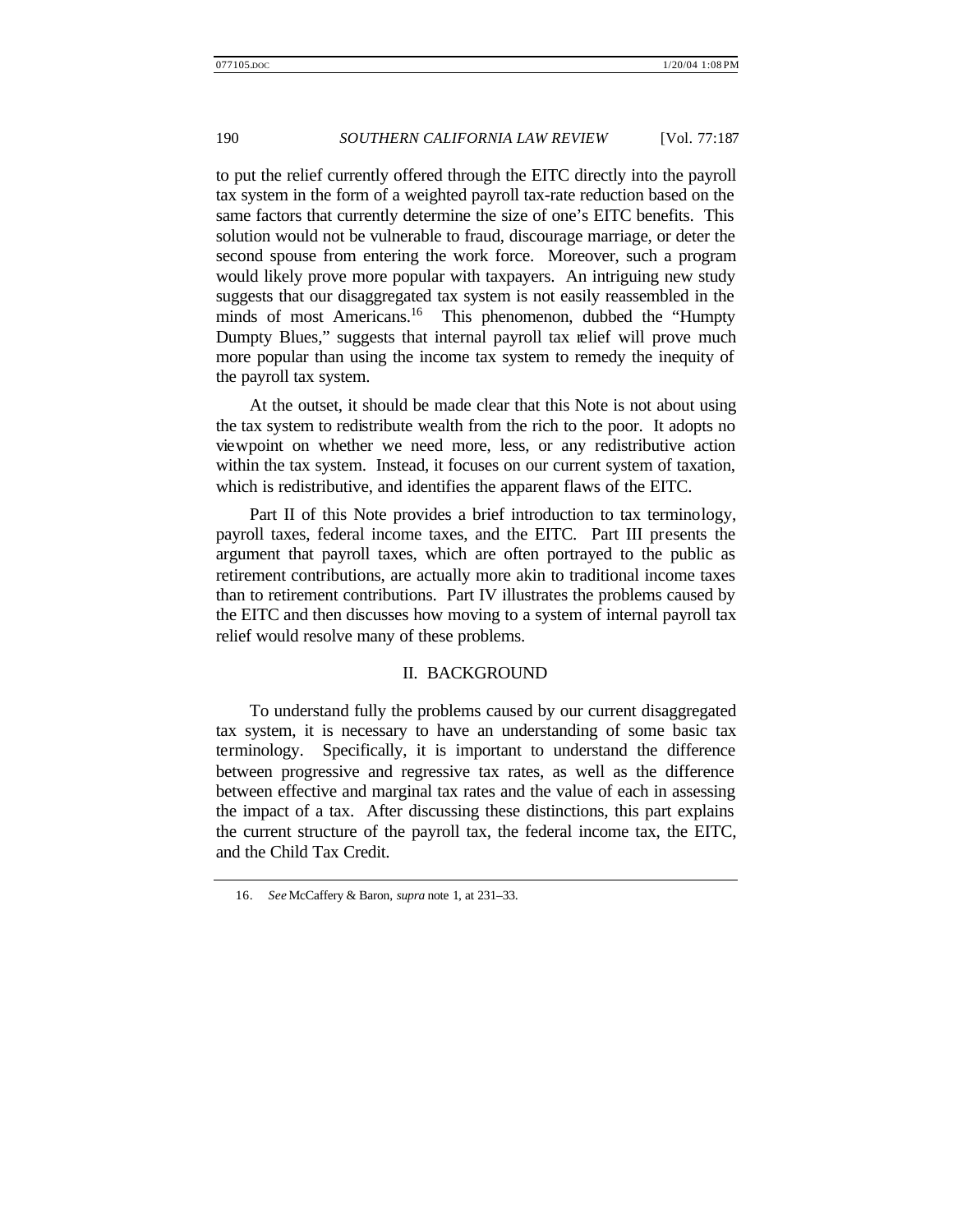to put the relief currently offered through the EITC directly into the payroll tax system in the form of a weighted payroll tax-rate reduction based on the same factors that currently determine the size of one's EITC benefits. This solution would not be vulnerable to fraud, discourage marriage, or deter the second spouse from entering the work force. Moreover, such a program would likely prove more popular with taxpayers. An intriguing new study suggests that our disaggregated tax system is not easily reassembled in the minds of most Americans.[16] This phenomenon, dubbed the "Humpty Dumpty Blues," suggests that internal payroll tax relief will prove much more popular than using the income tax system to remedy the inequity of the payroll tax system.

At the outset, it should be made clear that this Note is not about using the tax system to redistribute wealth from the rich to the poor. It adopts no viewpoint on whether we need more, less, or any redistributive action within the tax system. Instead, it focuses on our current system of taxation, which is redistributive, and identifies the apparent flaws of the EITC.

Part II of this Note provides a brief introduction to tax terminology, payroll taxes, federal income taxes, and the EITC. Part III presents the argument that payroll taxes, which are often portrayed to the public as retirement contributions, are actually more akin to traditional income taxes than to retirement contributions. Part IV illustrates the problems caused by the EITC and then discusses how moving to a system of internal payroll tax relief would resolve many of these problems.

## II. BACKGROUND

To understand fully the problems caused by our current disaggregated tax system, it is necessary to have an understanding of some basic tax terminology. Specifically, it is important to understand the difference between progressive and regressive tax rates, as well as the difference between effective and marginal tax rates and the value of each in assessing the impact of a tax. After discussing these distinctions, this part explains the current structure of the payroll tax, the federal income tax, the EITC, and the Child Tax Credit.

---

16. *See* McCaffery & Baron, *supra* note 1, at 231–33.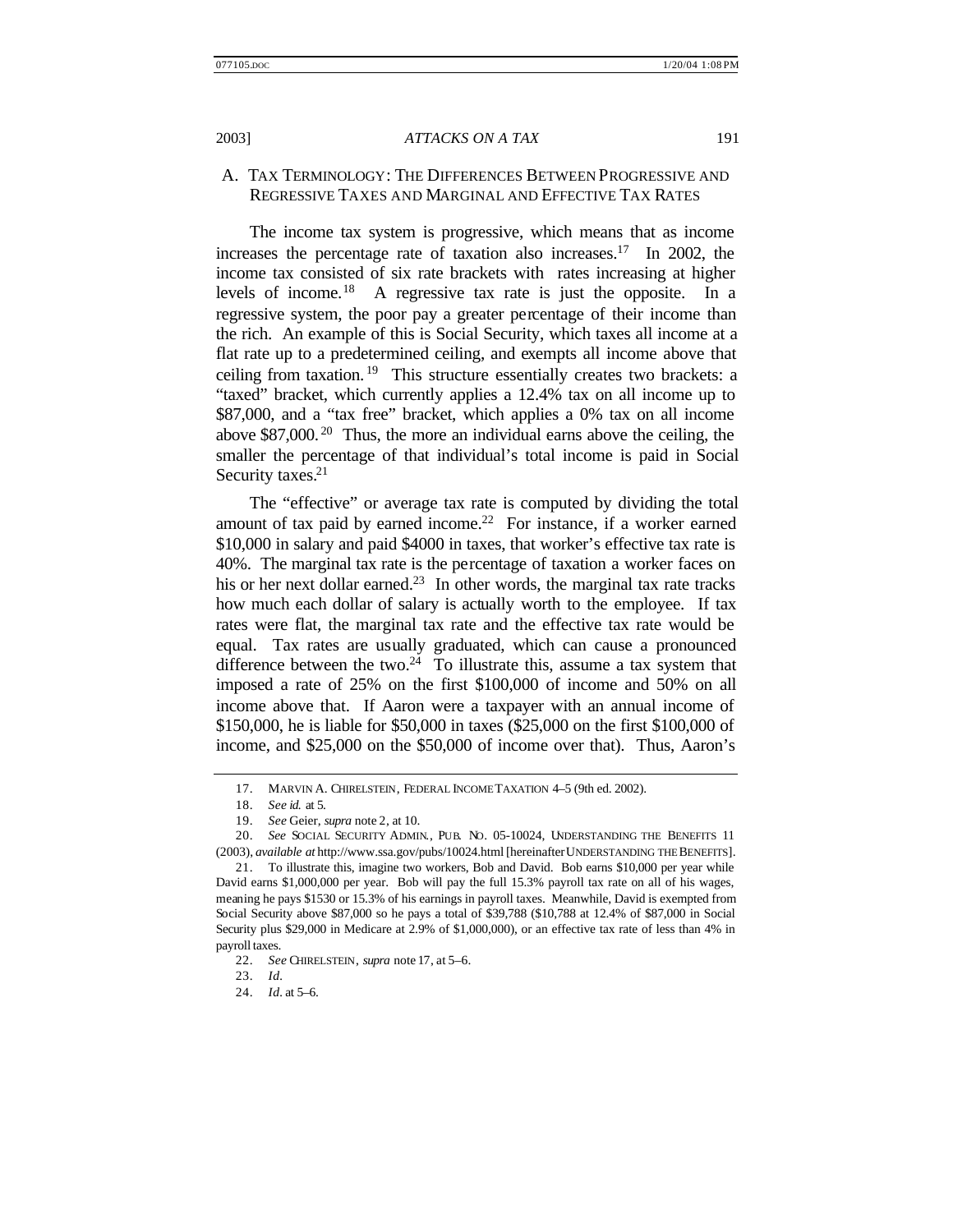## A. Tax Terminology: The Differences Between Progressive and Regressive Taxes and Marginal and Effective Tax Rates

The income tax system is progressive, which means that as income increases the percentage rate of taxation also increases.[17] In 2002, the income tax consisted of six rate brackets with rates increasing at higher levels of income.[18] A regressive tax rate is just the opposite. In a regressive system, the poor pay a greater percentage of their income than the rich. An example of this is Social Security, which taxes all income at a flat rate up to a predetermined ceiling, and exempts all income above that ceiling from taxation.[19] This structure essentially creates two brackets: a "taxed" bracket, which currently applies a 12.4% tax on all income up to $87,000, and a "tax free" bracket, which applies a 0% tax on all income above $87,000.[20] Thus, the more an individual earns above the ceiling, the smaller the percentage of that individual's total income is paid in Social Security taxes.[21]

The "effective" or average tax rate is computed by dividing the total amount of tax paid by earned income.[22] For instance, if a worker earned $10,000 in salary and paid $4000 in taxes, that worker's effective tax rate is 40%. The marginal tax rate is the percentage of taxation a worker faces on his or her next dollar earned.[23] In other words, the marginal tax rate tracks how much each dollar of salary is actually worth to the employee. If tax rates were flat, the marginal tax rate and the effective tax rate would be equal. Tax rates are usually graduated, which can cause a pronounced difference between the two.[24] To illustrate this, assume a tax system that imposed a rate of 25% on the first $100,000 of income and 50% on all income above that. If Aaron were a taxpayer with an annual income of $150,000, he is liable for $50,000 in taxes ($25,000 on the first $100,000 of income, and $25,000 on the $50,000 of income over that). Thus, Aaron's

---

17. Marvin A. Chirelstein, Federal Income Taxation 4–5 (9th ed. 2002).

18. *See id.* at 5.

19. *See* Geier, *supra* note 2, at 10.

20. *See* Social Security Admin., Pub. No. 05-10024, Understanding the Benefits 11 (2003), *available at* http://www.ssa.gov/pubs/10024.html [hereinafter Understanding the Benefits].

21. To illustrate this, imagine two workers, Bob and David. Bob earns $10,000 per year while David earns $1,000,000 per year. Bob will pay the full 15.3% payroll tax rate on all of his wages, meaning he pays $1530 or 15.3% of his earnings in payroll taxes. Meanwhile, David is exempted from Social Security above $87,000 so he pays a total of $39,788 ($10,788 at 12.4% of $87,000 in Social Security plus $29,000 in Medicare at 2.9% of $1,000,000), or an effective tax rate of less than 4% in payroll taxes.

22. *See* Chirelstein, *supra* note 17, at 5–6.

23. *Id.*

24. *Id.* at 5–6.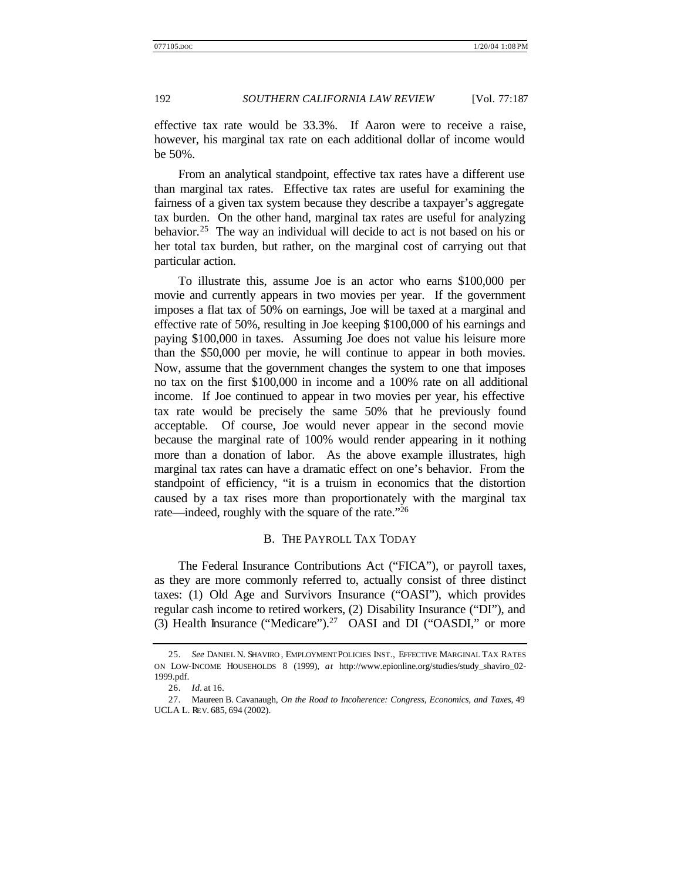effective tax rate would be 33.3%. If Aaron were to receive a raise, however, his marginal tax rate on each additional dollar of income would be 50%.

From an analytical standpoint, effective tax rates have a different use than marginal tax rates. Effective tax rates are useful for examining the fairness of a given tax system because they describe a taxpayer's aggregate tax burden. On the other hand, marginal tax rates are useful for analyzing behavior.[25] The way an individual will decide to act is not based on his or her total tax burden, but rather, on the marginal cost of carrying out that particular action.

To illustrate this, assume Joe is an actor who earns $100,000 per movie and currently appears in two movies per year. If the government imposes a flat tax of 50% on earnings, Joe will be taxed at a marginal and effective rate of 50%, resulting in Joe keeping $100,000 of his earnings and paying $100,000 in taxes. Assuming Joe does not value his leisure more than the $50,000 per movie, he will continue to appear in both movies. Now, assume that the government changes the system to one that imposes no tax on the first $100,000 in income and a 100% rate on all additional income. If Joe continued to appear in two movies per year, his effective tax rate would be precisely the same 50% that he previously found acceptable. Of course, Joe would never appear in the second movie because the marginal rate of 100% would render appearing in it nothing more than a donation of labor. As the above example illustrates, high marginal tax rates can have a dramatic effect on one's behavior. From the standpoint of efficiency, "it is a truism in economics that the distortion caused by a tax rises more than proportionately with the marginal tax rate—indeed, roughly with the square of the rate."[26]

### B. THE PAYROLL TAX TODAY

The Federal Insurance Contributions Act ("FICA"), or payroll taxes, as they are more commonly referred to, actually consist of three distinct taxes: (1) Old Age and Survivors Insurance ("OASI"), which provides regular cash income to retired workers, (2) Disability Insurance ("DI"), and (3) Health Insurance ("Medicare").[27] OASI and DI ("OASDI," or more

---

25. *See* DANIEL N. SHAVIRO, EMPLOYMENT POLICIES INST., EFFECTIVE MARGINAL TAX RATES ON LOW-INCOME HOUSEHOLDS 8 (1999), *at* http://www.epionline.org/studies/study_shaviro_02-1999.pdf.

26. *Id.* at 16.

27. Maureen B. Cavanaugh, *On the Road to Incoherence: Congress, Economics, and Taxes*, 49 UCLA L. REV. 685, 694 (2002).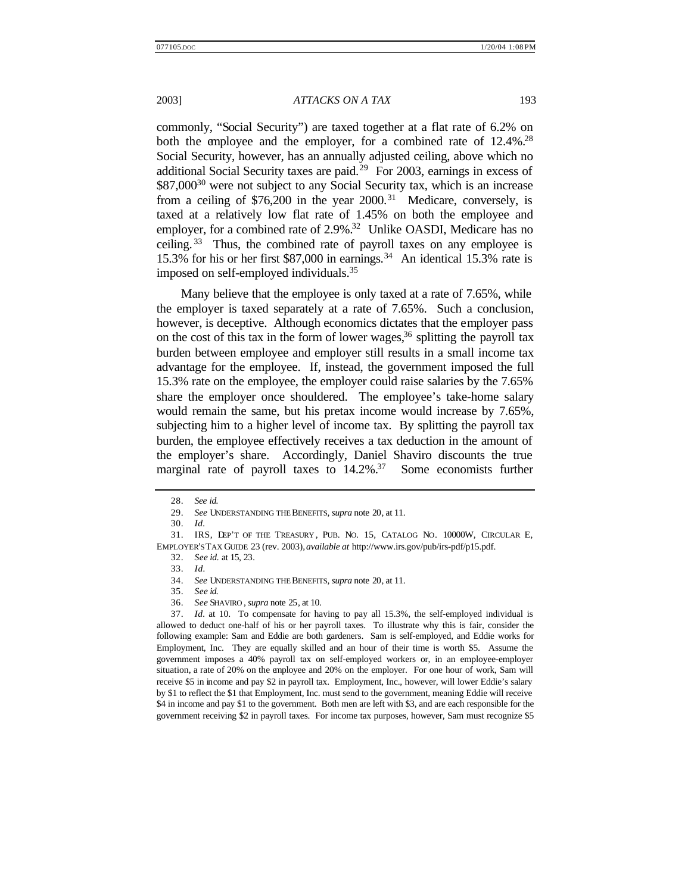commonly, "Social Security") are taxed together at a flat rate of 6.2% on both the employee and the employer, for a combined rate of 12.4%.[28] Social Security, however, has an annually adjusted ceiling, above which no additional Social Security taxes are paid.[29] For 2003, earnings in excess of $87,000[30] were not subject to any Social Security tax, which is an increase from a ceiling of $76,200 in the year 2000.[31] Medicare, conversely, is taxed at a relatively low flat rate of 1.45% on both the employee and employer, for a combined rate of 2.9%.[32] Unlike OASDI, Medicare has no ceiling.[33] Thus, the combined rate of payroll taxes on any employee is 15.3% for his or her first $87,000 in earnings.[34] An identical 15.3% rate is imposed on self-employed individuals.[35]

Many believe that the employee is only taxed at a rate of 7.65%, while the employer is taxed separately at a rate of 7.65%. Such a conclusion, however, is deceptive. Although economics dictates that the employer pass on the cost of this tax in the form of lower wages,[36] splitting the payroll tax burden between employee and employer still results in a small income tax advantage for the employee. If, instead, the government imposed the full 15.3% rate on the employee, the employer could raise salaries by the 7.65% share the employer once shouldered. The employee's take-home salary would remain the same, but his pretax income would increase by 7.65%, subjecting him to a higher level of income tax. By splitting the payroll tax burden, the employee effectively receives a tax deduction in the amount of the employer's share. Accordingly, Daniel Shaviro discounts the true marginal rate of payroll taxes to 14.2%.[37] Some economists further

---

28. *See id.*

29. *See* UNDERSTANDING THE BENEFITS, *supra* note 20, at 11.

30. *Id.*

31. IRS, DEP'T OF THE TREASURY, PUB. NO. 15, CATALOG NO. 10000W, CIRCULAR E, EMPLOYER'S TAX GUIDE 23 (rev. 2003), *available at* http://www.irs.gov/pub/irs-pdf/p15.pdf.

32. *See id.* at 15, 23.

33. *Id.*

34. *See* UNDERSTANDING THE BENEFITS, *supra* note 20, at 11.

35. *See id.*

36. *See* SHAVIRO, *supra* note 25, at 10.

37. *Id.* at 10. To compensate for having to pay all 15.3%, the self-employed individual is allowed to deduct one-half of his or her payroll taxes. To illustrate why this is fair, consider the following example: Sam and Eddie are both gardeners. Sam is self-employed, and Eddie works for Employment, Inc. They are equally skilled and an hour of their time is worth $5. Assume the government imposes a 40% payroll tax on self-employed workers or, in an employee-employer situation, a rate of 20% on the employee and 20% on the employer. For one hour of work, Sam will receive $5 in income and pay $2 in payroll tax. Employment, Inc., however, will lower Eddie's salary by $1 to reflect the $1 that Employment, Inc. must send to the government, meaning Eddie will receive $4 in income and pay $1 to the government. Both men are left with $3, and are each responsible for the government receiving $2 in payroll taxes. For income tax purposes, however, Sam must recognize $5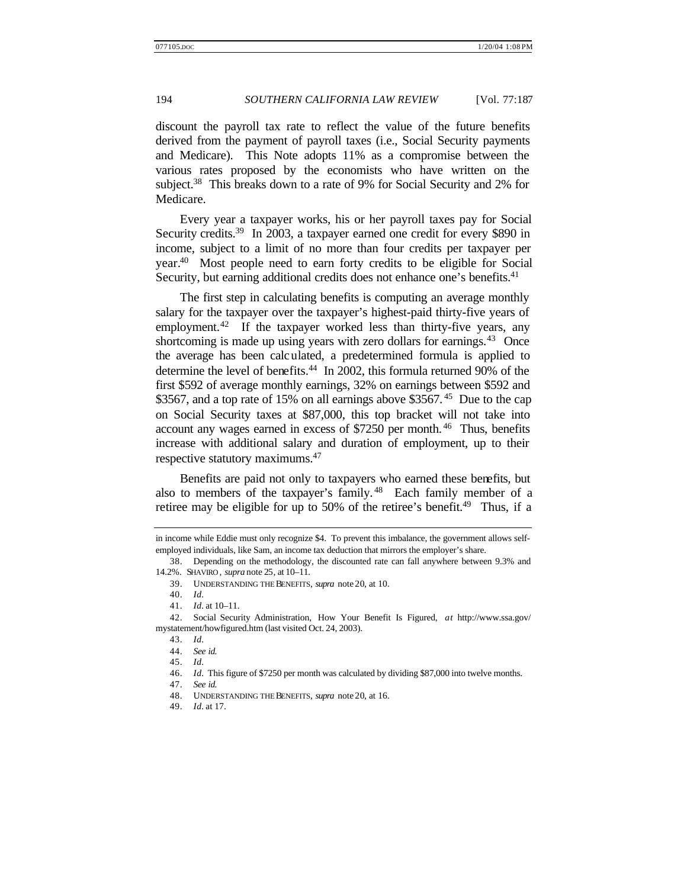discount the payroll tax rate to reflect the value of the future benefits derived from the payment of payroll taxes (i.e., Social Security payments and Medicare). This Note adopts 11% as a compromise between the various rates proposed by the economists who have written on the subject.[38] This breaks down to a rate of 9% for Social Security and 2% for Medicare.

Every year a taxpayer works, his or her payroll taxes pay for Social Security credits.[39] In 2003, a taxpayer earned one credit for every $890 in income, subject to a limit of no more than four credits per taxpayer per year.[40] Most people need to earn forty credits to be eligible for Social Security, but earning additional credits does not enhance one's benefits.[41]

The first step in calculating benefits is computing an average monthly salary for the taxpayer over the taxpayer's highest-paid thirty-five years of employment.[42] If the taxpayer worked less than thirty-five years, any shortcoming is made up using years with zero dollars for earnings.[43] Once the average has been calculated, a predetermined formula is applied to determine the level of benefits.[44] In 2002, this formula returned 90% of the first $592 of average monthly earnings, 32% on earnings between $592 and $3567, and a top rate of 15% on all earnings above $3567.[45] Due to the cap on Social Security taxes at $87,000, this top bracket will not take into account any wages earned in excess of $7250 per month.[46] Thus, benefits increase with additional salary and duration of employment, up to their respective statutory maximums.[47]

Benefits are paid not only to taxpayers who earned these benefits, but also to members of the taxpayer's family.[48] Each family member of a retiree may be eligible for up to 50% of the retiree's benefit.[49] Thus, if a

---

in income while Eddie must only recognize $4. To prevent this imbalance, the government allows self-employed individuals, like Sam, an income tax deduction that mirrors the employer's share.

38. Depending on the methodology, the discounted rate can fall anywhere between 9.3% and 14.2%. SHAVIRO, *supra* note 25, at 10–11.

39. UNDERSTANDING THE BENEFITS, *supra* note 20, at 10.

40. *Id*.

41. *Id*. at 10–11.

42. Social Security Administration, How Your Benefit Is Figured, *at* http://www.ssa.gov/mystatement/howfigured.htm (last visited Oct. 24, 2003).

43. *Id*.

44. *See id*.

45. *Id*.

46. *Id*. This figure of $7250 per month was calculated by dividing $87,000 into twelve months.

47. *See id*.

48. UNDERSTANDING THE BENEFITS, *supra* note 20, at 16.

49. *Id*. at 17.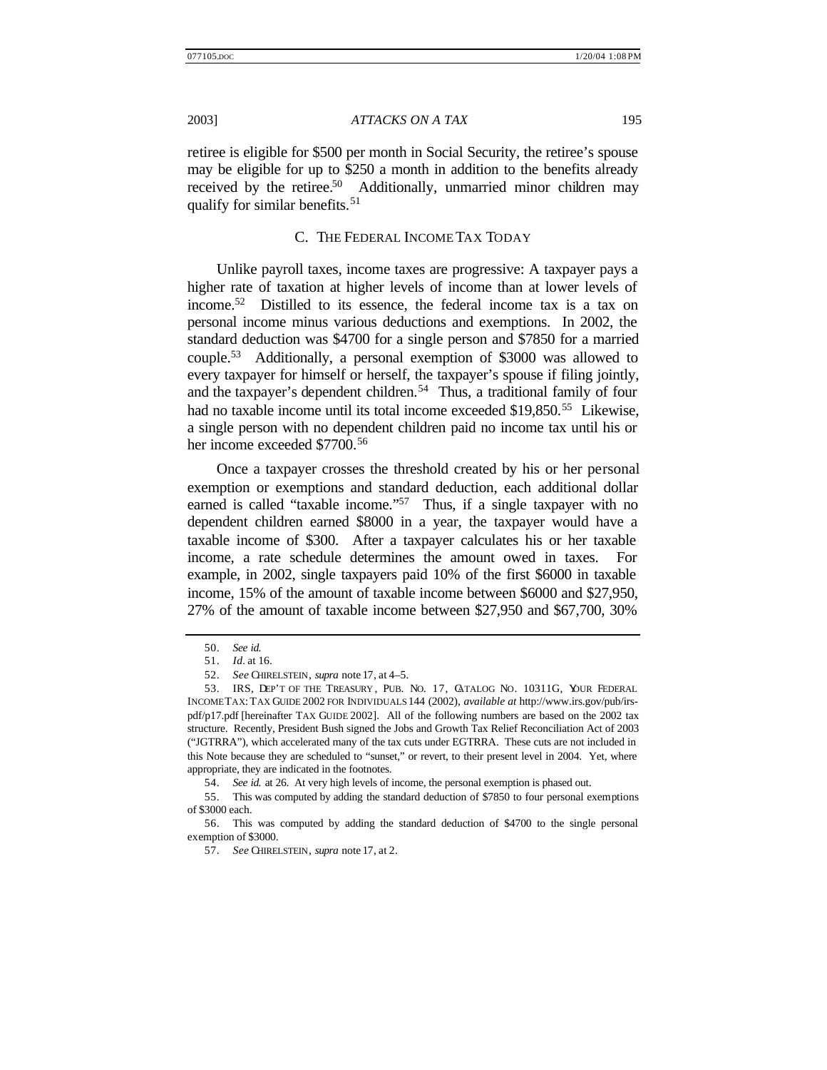retiree is eligible for $500 per month in Social Security, the retiree's spouse may be eligible for up to $250 a month in addition to the benefits already received by the retiree.[50] Additionally, unmarried minor children may qualify for similar benefits.[51]

### C. The Federal Income Tax Today

Unlike payroll taxes, income taxes are progressive: A taxpayer pays a higher rate of taxation at higher levels of income than at lower levels of income.[52] Distilled to its essence, the federal income tax is a tax on personal income minus various deductions and exemptions. In 2002, the standard deduction was $4700 for a single person and $7850 for a married couple.[53] Additionally, a personal exemption of $3000 was allowed to every taxpayer for himself or herself, the taxpayer's spouse if filing jointly, and the taxpayer's dependent children.[54] Thus, a traditional family of four had no taxable income until its total income exceeded $19,850.[55] Likewise, a single person with no dependent children paid no income tax until his or her income exceeded $7700.[56]

Once a taxpayer crosses the threshold created by his or her personal exemption or exemptions and standard deduction, each additional dollar earned is called "taxable income."[57] Thus, if a single taxpayer with no dependent children earned $8000 in a year, the taxpayer would have a taxable income of $300. After a taxpayer calculates his or her taxable income, a rate schedule determines the amount owed in taxes. For example, in 2002, single taxpayers paid 10% of the first $6000 in taxable income, 15% of the amount of taxable income between $6000 and $27,950, 27% of the amount of taxable income between $27,950 and $67,700, 30%

---

50. *See id.*

51. *Id.* at 16.

52. *See* CHIRELSTEIN, *supra* note 17, at 4–5.

53. IRS, DEP'T OF THE TREASURY, PUB. NO. 17, CATALOG NO. 10311G, YOUR FEDERAL INCOME TAX: TAX GUIDE 2002 FOR INDIVIDUALS 144 (2002), *available at* http://www.irs.gov/pub/irs-pdf/p17.pdf [hereinafter TAX GUIDE 2002]. All of the following numbers are based on the 2002 tax structure. Recently, President Bush signed the Jobs and Growth Tax Relief Reconciliation Act of 2003 ("JGTRRA"), which accelerated many of the tax cuts under EGTRRA. These cuts are not included in this Note because they are scheduled to "sunset," or revert, to their present level in 2004. Yet, where appropriate, they are indicated in the footnotes.

54. *See id.* at 26. At very high levels of income, the personal exemption is phased out.

55. This was computed by adding the standard deduction of $7850 to four personal exemptions of $3000 each.

56. This was computed by adding the standard deduction of $4700 to the single personal exemption of $3000.

57. *See* CHIRELSTEIN, *supra* note 17, at 2.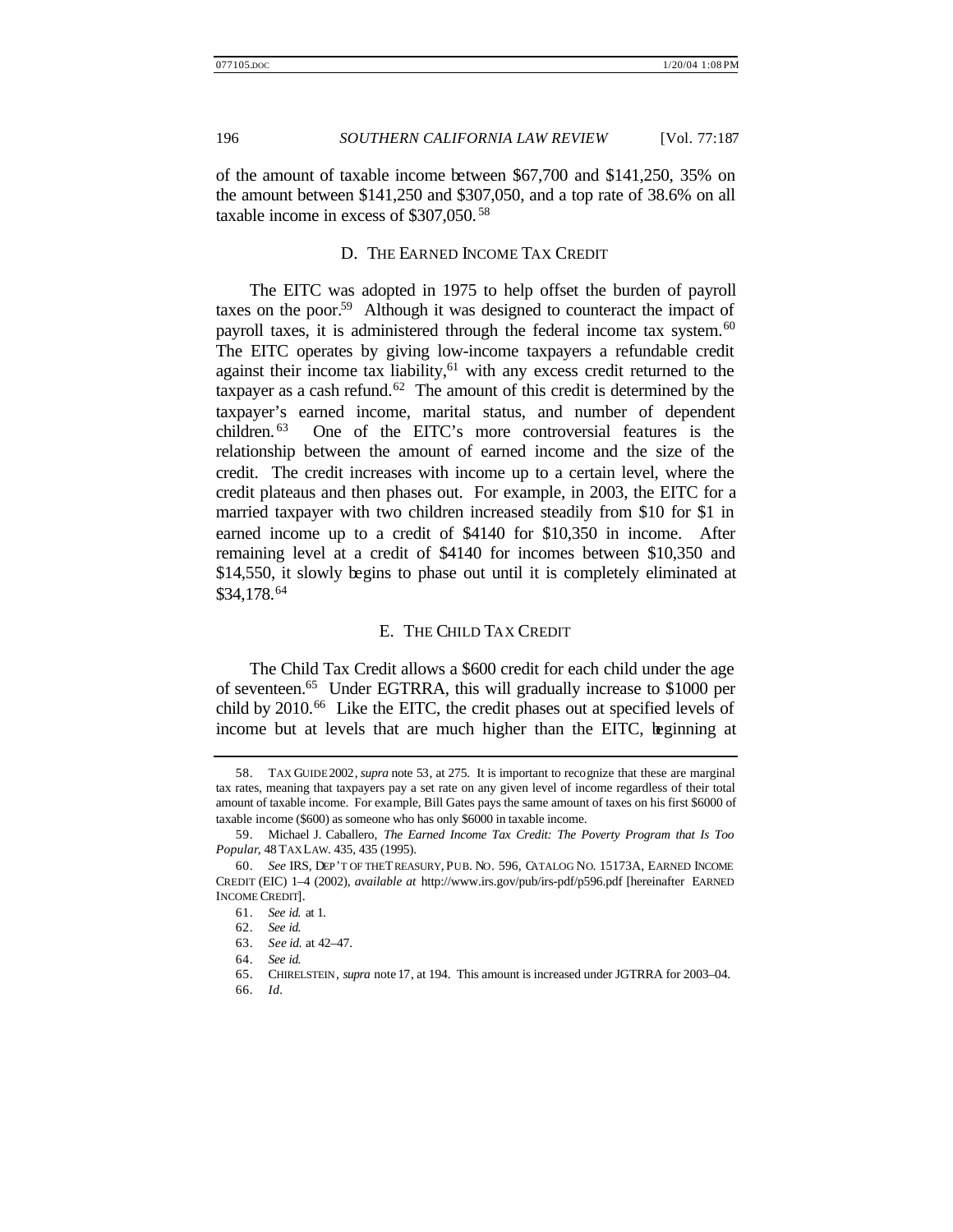of the amount of taxable income between $67,700 and $141,250, 35% on the amount between $141,250 and $307,050, and a top rate of 38.6% on all taxable income in excess of $307,050.[58]

### D. THE EARNED INCOME TAX CREDIT

The EITC was adopted in 1975 to help offset the burden of payroll taxes on the poor.[59] Although it was designed to counteract the impact of payroll taxes, it is administered through the federal income tax system.[60] The EITC operates by giving low-income taxpayers a refundable credit against their income tax liability,[61] with any excess credit returned to the taxpayer as a cash refund.[62] The amount of this credit is determined by the taxpayer's earned income, marital status, and number of dependent children.[63] One of the EITC's more controversial features is the relationship between the amount of earned income and the size of the credit. The credit increases with income up to a certain level, where the credit plateaus and then phases out. For example, in 2003, the EITC for a married taxpayer with two children increased steadily from $10 for $1 in earned income up to a credit of $4140 for $10,350 in income. After remaining level at a credit of $4140 for incomes between $10,350 and $14,550, it slowly begins to phase out until it is completely eliminated at $34,178.[64]

### E. THE CHILD TAX CREDIT

The Child Tax Credit allows a $600 credit for each child under the age of seventeen.[65] Under EGTRRA, this will gradually increase to $1000 per child by 2010.[66] Like the EITC, the credit phases out at specified levels of income but at levels that are much higher than the EITC, beginning at

---

58. TAX GUIDE 2002, *supra* note 53, at 275. It is important to recognize that these are marginal tax rates, meaning that taxpayers pay a set rate on any given level of income regardless of their total amount of taxable income. For example, Bill Gates pays the same amount of taxes on his first $6000 of taxable income ($600) as someone who has only $6000 in taxable income.

59. Michael J. Caballero, *The Earned Income Tax Credit: The Poverty Program that Is Too Popular*, 48 TAX LAW. 435, 435 (1995).

60. *See* IRS, DEP'T OF THE TREASURY, PUB. NO. 596, CATALOG NO. 15173A, EARNED INCOME CREDIT (EIC) 1–4 (2002), *available at* http://www.irs.gov/pub/irs-pdf/p596.pdf [hereinafter EARNED INCOME CREDIT].

61. *See id.* at 1.

62. *See id.*

63. *See id.* at 42–47.

64. *See id.*

65. CHIRELSTEIN, *supra* note 17, at 194. This amount is increased under JGTRRA for 2003–04.

66. *Id.*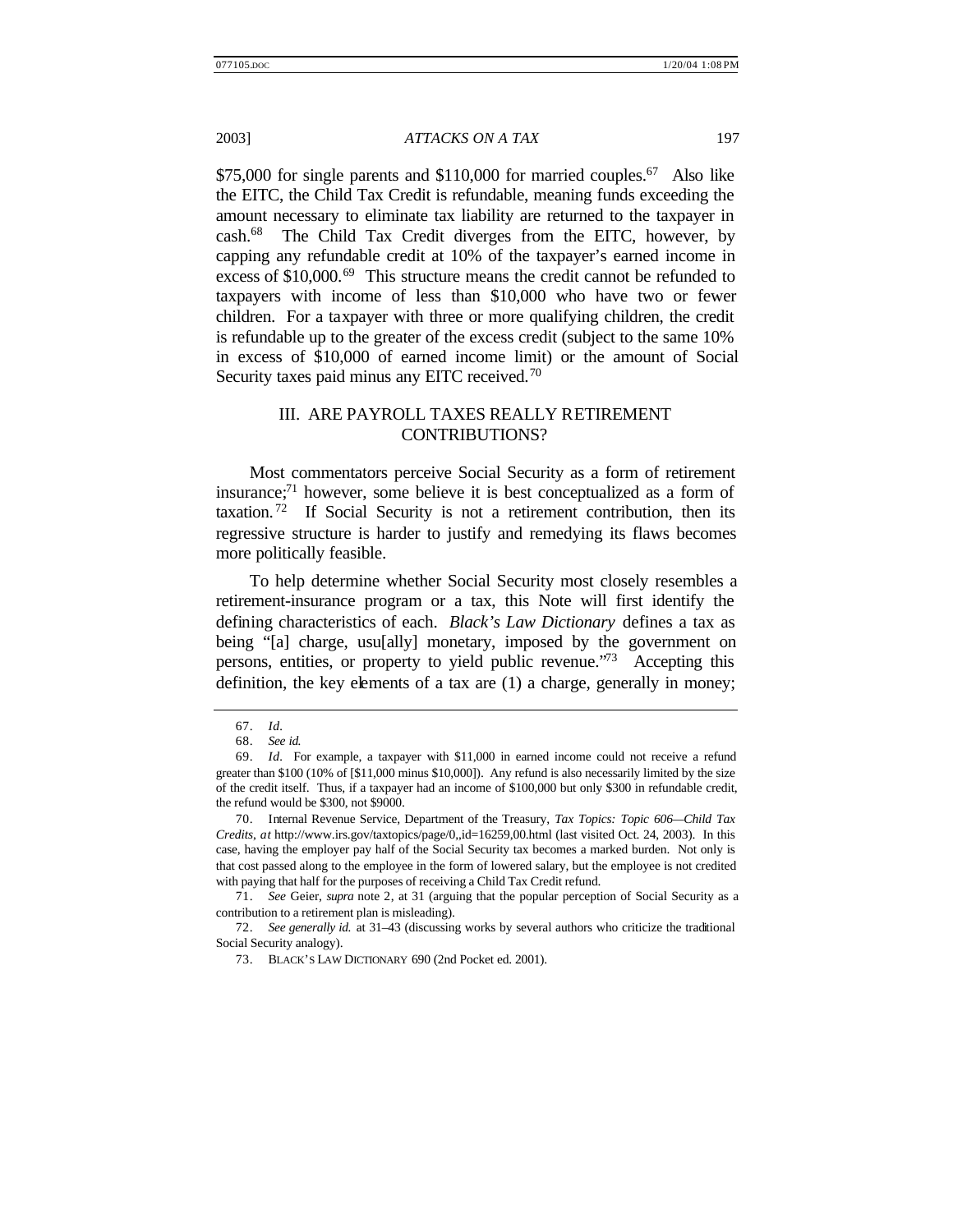$75,000 for single parents and $110,000 for married couples.[67] Also like the EITC, the Child Tax Credit is refundable, meaning funds exceeding the amount necessary to eliminate tax liability are returned to the taxpayer in cash.[68] The Child Tax Credit diverges from the EITC, however, by capping any refundable credit at 10% of the taxpayer's earned income in excess of $10,000.[69] This structure means the credit cannot be refunded to taxpayers with income of less than $10,000 who have two or fewer children. For a taxpayer with three or more qualifying children, the credit is refundable up to the greater of the excess credit (subject to the same 10% in excess of $10,000 of earned income limit) or the amount of Social Security taxes paid minus any EITC received.[70]

## III. ARE PAYROLL TAXES REALLY RETIREMENT CONTRIBUTIONS?

Most commentators perceive Social Security as a form of retirement insurance;[71] however, some believe it is best conceptualized as a form of taxation.[72] If Social Security is not a retirement contribution, then its regressive structure is harder to justify and remedying its flaws becomes more politically feasible.

To help determine whether Social Security most closely resembles a retirement-insurance program or a tax, this Note will first identify the defining characteristics of each. *Black's Law Dictionary* defines a tax as being "[a] charge, usu[ally] monetary, imposed by the government on persons, entities, or property to yield public revenue."[73] Accepting this definition, the key elements of a tax are (1) a charge, generally in money;

---

67. *Id*.

68. *See id.*

69. *Id*. For example, a taxpayer with $11,000 in earned income could not receive a refund greater than $100 (10% of [$11,000 minus $10,000]). Any refund is also necessarily limited by the size of the credit itself. Thus, if a taxpayer had an income of $100,000 but only $300 in refundable credit, the refund would be $300, not $9000.

70. Internal Revenue Service, Department of the Treasury, *Tax Topics: Topic 606—Child Tax Credits*, *at* http://www.irs.gov/taxtopics/page/0,,id=16259,00.html (last visited Oct. 24, 2003). In this case, having the employer pay half of the Social Security tax becomes a marked burden. Not only is that cost passed along to the employee in the form of lowered salary, but the employee is not credited with paying that half for the purposes of receiving a Child Tax Credit refund.

71. *See* Geier, *supra* note 2, at 31 (arguing that the popular perception of Social Security as a contribution to a retirement plan is misleading).

72. *See generally id.* at 31–43 (discussing works by several authors who criticize the traditional Social Security analogy).

73. BLACK'S LAW DICTIONARY 690 (2nd Pocket ed. 2001).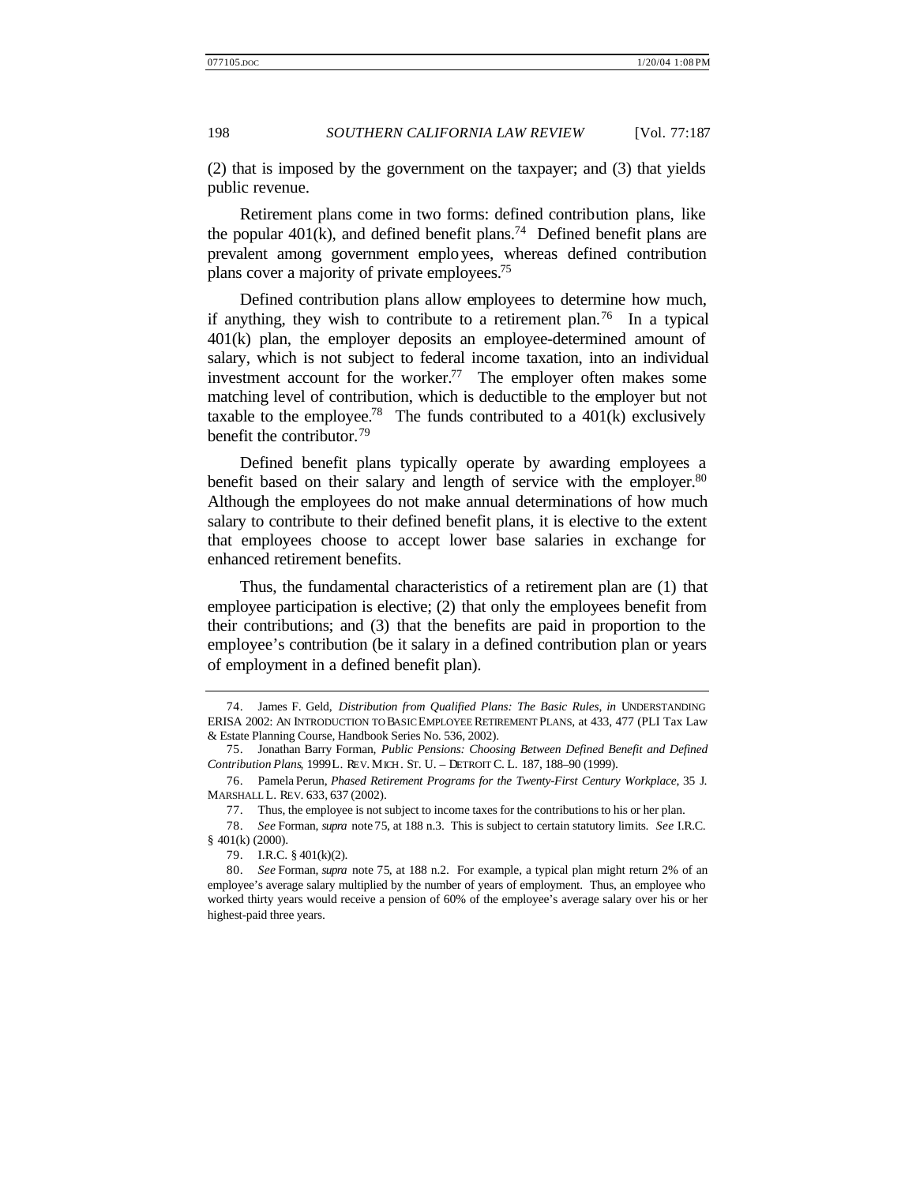(2) that is imposed by the government on the taxpayer; and (3) that yields public revenue.

Retirement plans come in two forms: defined contribution plans, like the popular 401(k), and defined benefit plans.[74] Defined benefit plans are prevalent among government employees, whereas defined contribution plans cover a majority of private employees.[75]

Defined contribution plans allow employees to determine how much, if anything, they wish to contribute to a retirement plan.[76] In a typical 401(k) plan, the employer deposits an employee-determined amount of salary, which is not subject to federal income taxation, into an individual investment account for the worker.[77] The employer often makes some matching level of contribution, which is deductible to the employer but not taxable to the employee.[78] The funds contributed to a 401(k) exclusively benefit the contributor.[79]

Defined benefit plans typically operate by awarding employees a benefit based on their salary and length of service with the employer.[80] Although the employees do not make annual determinations of how much salary to contribute to their defined benefit plans, it is elective to the extent that employees choose to accept lower base salaries in exchange for enhanced retirement benefits.

Thus, the fundamental characteristics of a retirement plan are (1) that employee participation is elective; (2) that only the employees benefit from their contributions; and (3) that the benefits are paid in proportion to the employee's contribution (be it salary in a defined contribution plan or years of employment in a defined benefit plan).

---

74. James F. Geld, *Distribution from Qualified Plans: The Basic Rules*, *in* UNDERSTANDING ERISA 2002: AN INTRODUCTION TO BASIC EMPLOYEE RETIREMENT PLANS, at 433, 477 (PLI Tax Law & Estate Planning Course, Handbook Series No. 536, 2002).

75. Jonathan Barry Forman, *Public Pensions: Choosing Between Defined Benefit and Defined Contribution Plans*, 1999 L. REV. MICH. ST. U. – DETROIT C. L. 187, 188–90 (1999).

76. Pamela Perun, *Phased Retirement Programs for the Twenty-First Century Workplace*, 35 J. MARSHALL L. REV. 633, 637 (2002).

77. Thus, the employee is not subject to income taxes for the contributions to his or her plan.

78. *See* Forman, *supra* note 75, at 188 n.3. This is subject to certain statutory limits. *See* I.R.C. § 401(k) (2000).

79. I.R.C. § 401(k)(2).

80. *See* Forman, *supra* note 75, at 188 n.2. For example, a typical plan might return 2% of an employee's average salary multiplied by the number of years of employment. Thus, an employee who worked thirty years would receive a pension of 60% of the employee's average salary over his or her highest-paid three years.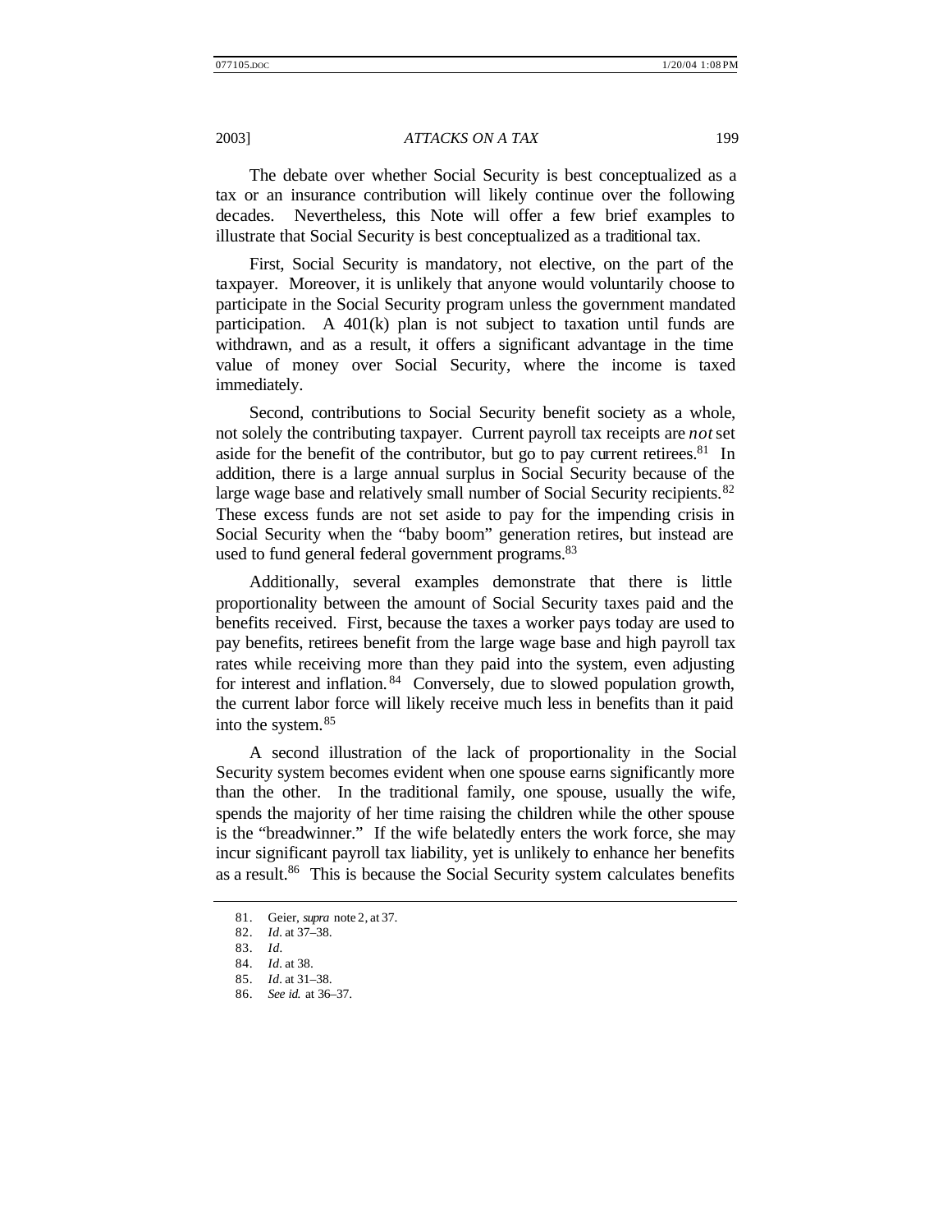The debate over whether Social Security is best conceptualized as a tax or an insurance contribution will likely continue over the following decades. Nevertheless, this Note will offer a few brief examples to illustrate that Social Security is best conceptualized as a traditional tax.

First, Social Security is mandatory, not elective, on the part of the taxpayer. Moreover, it is unlikely that anyone would voluntarily choose to participate in the Social Security program unless the government mandated participation. A 401(k) plan is not subject to taxation until funds are withdrawn, and as a result, it offers a significant advantage in the time value of money over Social Security, where the income is taxed immediately.

Second, contributions to Social Security benefit society as a whole, not solely the contributing taxpayer. Current payroll tax receipts are *not* set aside for the benefit of the contributor, but go to pay current retirees.[81] In addition, there is a large annual surplus in Social Security because of the large wage base and relatively small number of Social Security recipients.[82] These excess funds are not set aside to pay for the impending crisis in Social Security when the "baby boom" generation retires, but instead are used to fund general federal government programs.[83]

Additionally, several examples demonstrate that there is little proportionality between the amount of Social Security taxes paid and the benefits received. First, because the taxes a worker pays today are used to pay benefits, retirees benefit from the large wage base and high payroll tax rates while receiving more than they paid into the system, even adjusting for interest and inflation.[84] Conversely, due to slowed population growth, the current labor force will likely receive much less in benefits than it paid into the system.[85]

A second illustration of the lack of proportionality in the Social Security system becomes evident when one spouse earns significantly more than the other. In the traditional family, one spouse, usually the wife, spends the majority of her time raising the children while the other spouse is the "breadwinner." If the wife belatedly enters the work force, she may incur significant payroll tax liability, yet is unlikely to enhance her benefits as a result.[86] This is because the Social Security system calculates benefits

---

81. Geier, *supra* note 2, at 37.

82. *Id.* at 37–38.

83. *Id.*

84. *Id.* at 38.

85. *Id.* at 31–38.

86. *See id.* at 36–37.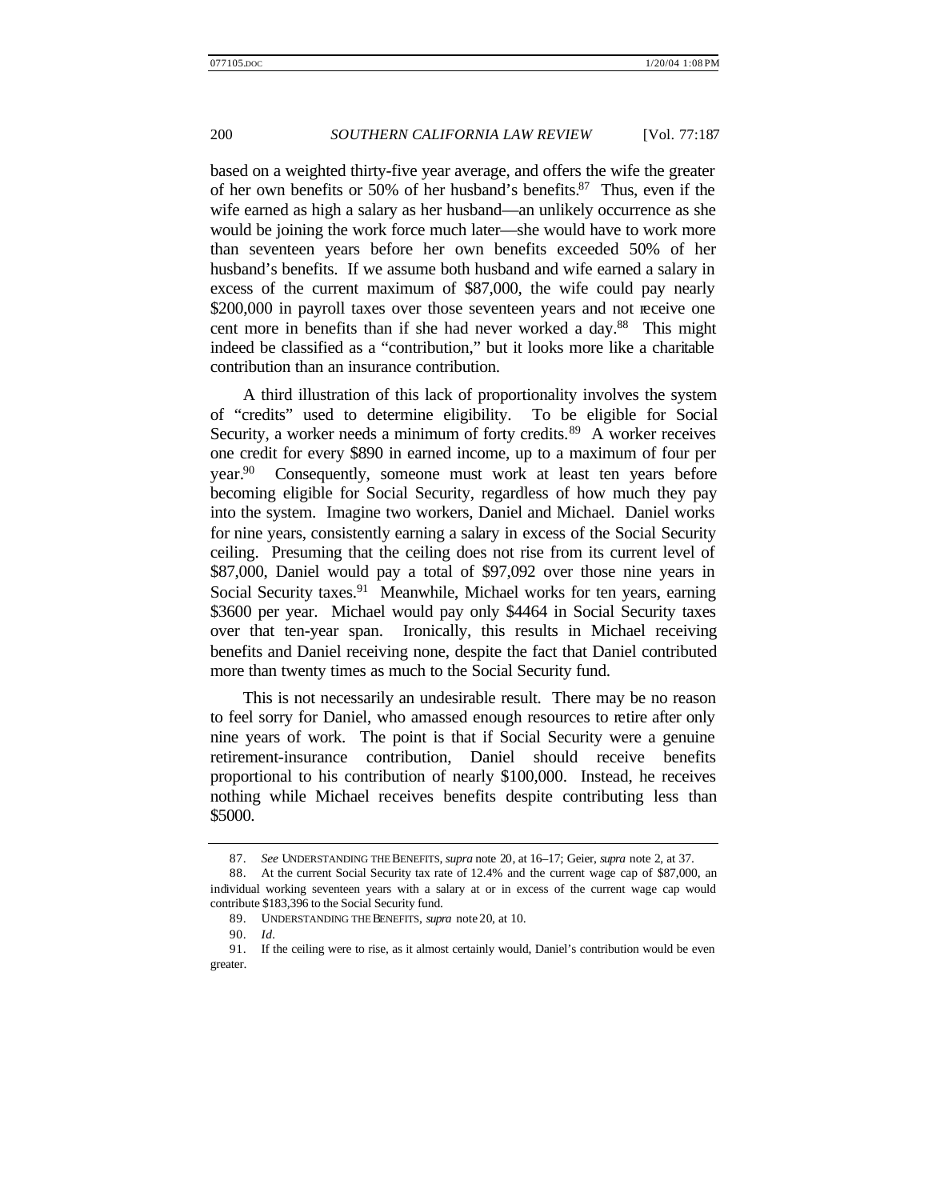based on a weighted thirty-five year average, and offers the wife the greater of her own benefits or 50% of her husband's benefits.[87] Thus, even if the wife earned as high a salary as her husband—an unlikely occurrence as she would be joining the work force much later—she would have to work more than seventeen years before her own benefits exceeded 50% of her husband's benefits. If we assume both husband and wife earned a salary in excess of the current maximum of $87,000, the wife could pay nearly $200,000 in payroll taxes over those seventeen years and not receive one cent more in benefits than if she had never worked a day.[88] This might indeed be classified as a "contribution," but it looks more like a charitable contribution than an insurance contribution.

A third illustration of this lack of proportionality involves the system of "credits" used to determine eligibility. To be eligible for Social Security, a worker needs a minimum of forty credits.[89] A worker receives one credit for every $890 in earned income, up to a maximum of four per year.[90] Consequently, someone must work at least ten years before becoming eligible for Social Security, regardless of how much they pay into the system. Imagine two workers, Daniel and Michael. Daniel works for nine years, consistently earning a salary in excess of the Social Security ceiling. Presuming that the ceiling does not rise from its current level of $87,000, Daniel would pay a total of $97,092 over those nine years in Social Security taxes.[91] Meanwhile, Michael works for ten years, earning $3600 per year. Michael would pay only $4464 in Social Security taxes over that ten-year span. Ironically, this results in Michael receiving benefits and Daniel receiving none, despite the fact that Daniel contributed more than twenty times as much to the Social Security fund.

This is not necessarily an undesirable result. There may be no reason to feel sorry for Daniel, who amassed enough resources to retire after only nine years of work. The point is that if Social Security were a genuine retirement-insurance contribution, Daniel should receive benefits proportional to his contribution of nearly $100,000. Instead, he receives nothing while Michael receives benefits despite contributing less than $5000.

---

87. *See* UNDERSTANDING THE BENEFITS, *supra* note 20, at 16–17; Geier, *supra* note 2, at 37.

88. At the current Social Security tax rate of 12.4% and the current wage cap of $87,000, an individual working seventeen years with a salary at or in excess of the current wage cap would contribute $183,396 to the Social Security fund.

89. UNDERSTANDING THE BENEFITS, *supra* note 20, at 10.

90. *Id*.

91. If the ceiling were to rise, as it almost certainly would, Daniel's contribution would be even greater.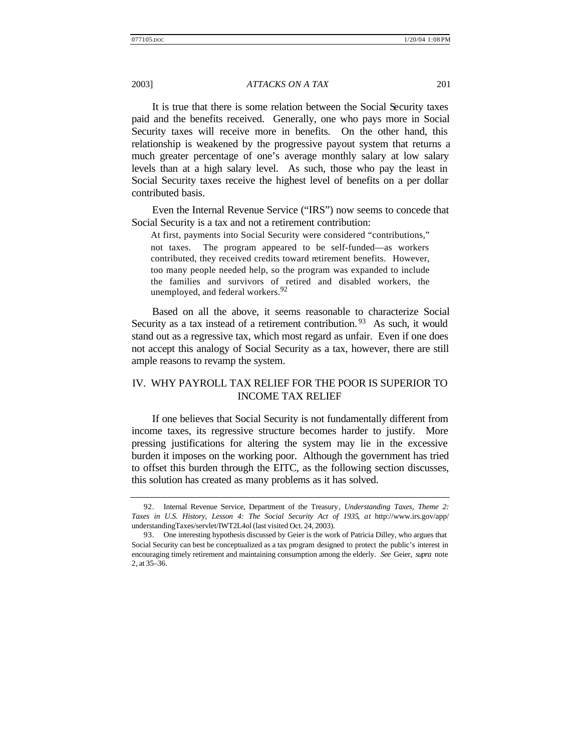It is true that there is some relation between the Social Security taxes paid and the benefits received. Generally, one who pays more in Social Security taxes will receive more in benefits. On the other hand, this relationship is weakened by the progressive payout system that returns a much greater percentage of one's average monthly salary at low salary levels than at a high salary level. As such, those who pay the least in Social Security taxes receive the highest level of benefits on a per dollar contributed basis.

Even the Internal Revenue Service ("IRS") now seems to concede that Social Security is a tax and not a retirement contribution:

> At first, payments into Social Security were considered "contributions," not taxes. The program appeared to be self-funded—as workers contributed, they received credits toward retirement benefits. However, too many people needed help, so the program was expanded to include the families and survivors of retired and disabled workers, the unemployed, and federal workers.[92]

Based on all the above, it seems reasonable to characterize Social Security as a tax instead of a retirement contribution.[93] As such, it would stand out as a regressive tax, which most regard as unfair. Even if one does not accept this analogy of Social Security as a tax, however, there are still ample reasons to revamp the system.

## IV. WHY PAYROLL TAX RELIEF FOR THE POOR IS SUPERIOR TO INCOME TAX RELIEF

If one believes that Social Security is not fundamentally different from income taxes, its regressive structure becomes harder to justify. More pressing justifications for altering the system may lie in the excessive burden it imposes on the working poor. Although the government has tried to offset this burden through the EITC, as the following section discusses, this solution has created as many problems as it has solved.

---

92. Internal Revenue Service, Department of the Treasury, *Understanding Taxes, Theme 2: Taxes in U.S. History, Lesson 4: The Social Security Act of 1935*, *at* http://www.irs.gov/app/understandingTaxes/servlet/IWT2L4ol (last visited Oct. 24, 2003).

93. One interesting hypothesis discussed by Geier is the work of Patricia Dilley, who argues that Social Security can best be conceptualized as a tax program designed to protect the public's interest in encouraging timely retirement and maintaining consumption among the elderly. *See* Geier, *supra* note 2, at 35–36.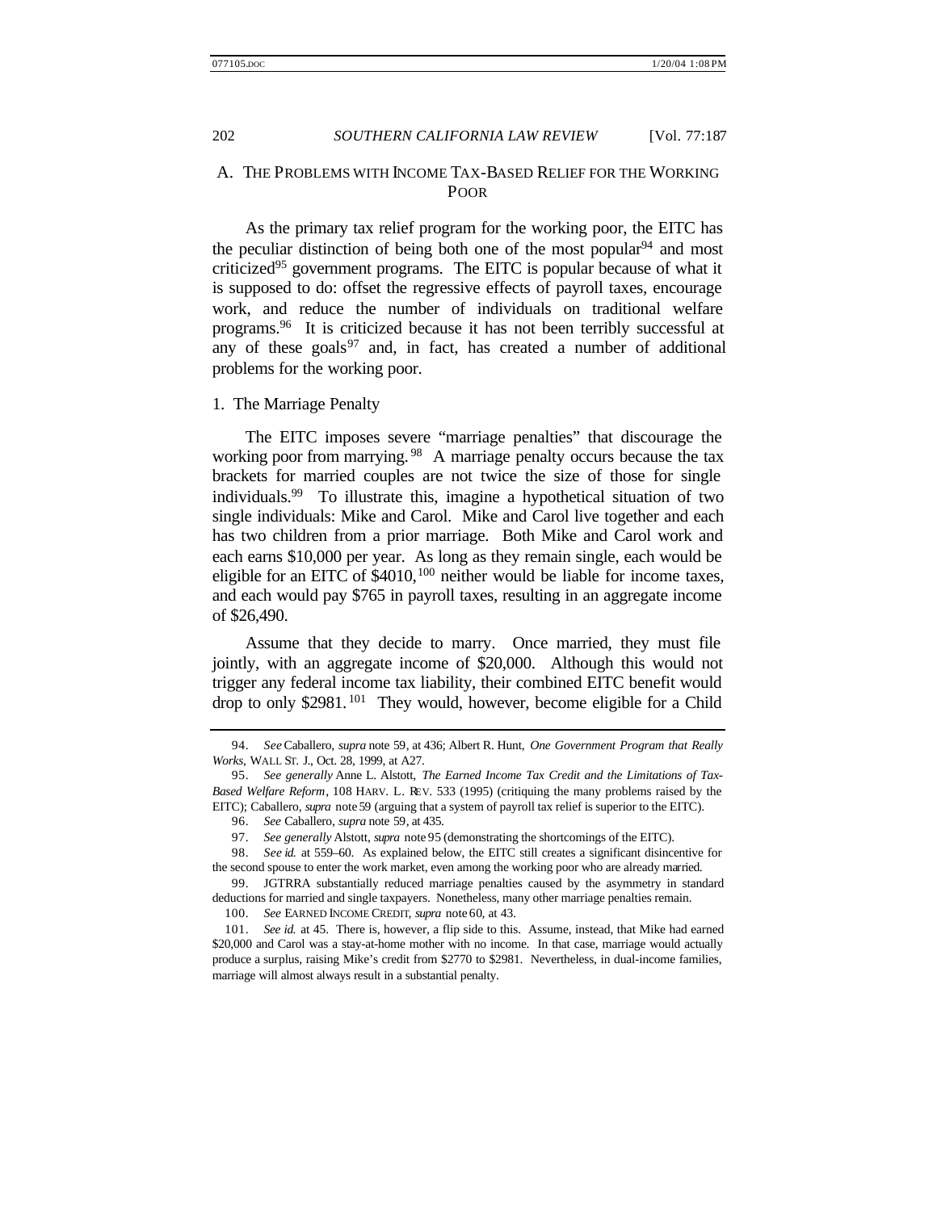## A. THE PROBLEMS WITH INCOME TAX-BASED RELIEF FOR THE WORKING POOR

As the primary tax relief program for the working poor, the EITC has the peculiar distinction of being both one of the most popular[94] and most criticized[95] government programs. The EITC is popular because of what it is supposed to do: offset the regressive effects of payroll taxes, encourage work, and reduce the number of individuals on traditional welfare programs.[96] It is criticized because it has not been terribly successful at any of these goals[97] and, in fact, has created a number of additional problems for the working poor.

### 1. The Marriage Penalty

The EITC imposes severe "marriage penalties" that discourage the working poor from marrying.[98] A marriage penalty occurs because the tax brackets for married couples are not twice the size of those for single individuals.[99] To illustrate this, imagine a hypothetical situation of two single individuals: Mike and Carol. Mike and Carol live together and each has two children from a prior marriage. Both Mike and Carol work and each earns $10,000 per year. As long as they remain single, each would be eligible for an EITC of $4010,[100] neither would be liable for income taxes, and each would pay $765 in payroll taxes, resulting in an aggregate income of $26,490.

Assume that they decide to marry. Once married, they must file jointly, with an aggregate income of $20,000. Although this would not trigger any federal income tax liability, their combined EITC benefit would drop to only $2981.[101] They would, however, become eligible for a Child

---

94. *See* Caballero, *supra* note 59, at 436; Albert R. Hunt, *One Government Program that Really Works*, WALL ST. J., Oct. 28, 1999, at A27.

95. *See generally* Anne L. Alstott, *The Earned Income Tax Credit and the Limitations of Tax-Based Welfare Reform*, 108 HARV. L. REV. 533 (1995) (critiquing the many problems raised by the EITC); Caballero, *supra* note 59 (arguing that a system of payroll tax relief is superior to the EITC).

96. *See* Caballero, *supra* note 59, at 435.

97. *See generally* Alstott, *supra* note 95 (demonstrating the shortcomings of the EITC).

98. *See id.* at 559–60. As explained below, the EITC still creates a significant disincentive for the second spouse to enter the work market, even among the working poor who are already married.

99. JGTRRA substantially reduced marriage penalties caused by the asymmetry in standard deductions for married and single taxpayers. Nonetheless, many other marriage penalties remain.

100. *See* EARNED INCOME CREDIT, *supra* note 60, at 43.

101. *See id.* at 45. There is, however, a flip side to this. Assume, instead, that Mike had earned $20,000 and Carol was a stay-at-home mother with no income. In that case, marriage would actually produce a surplus, raising Mike's credit from $2770 to $2981. Nevertheless, in dual-income families, marriage will almost always result in a substantial penalty.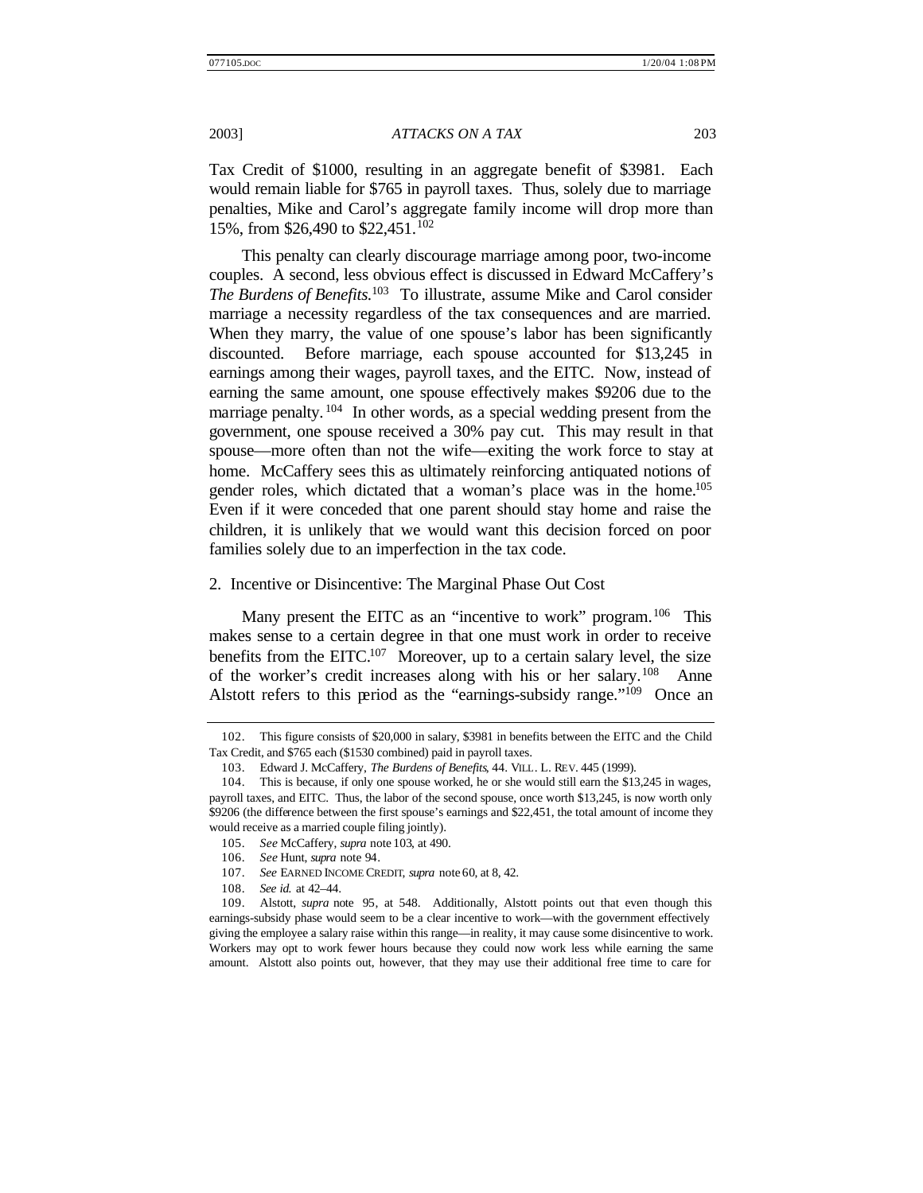Tax Credit of $1000, resulting in an aggregate benefit of $3981. Each would remain liable for $765 in payroll taxes. Thus, solely due to marriage penalties, Mike and Carol's aggregate family income will drop more than 15%, from $26,490 to $22,451.[102]

This penalty can clearly discourage marriage among poor, two-income couples. A second, less obvious effect is discussed in Edward McCaffery's *The Burdens of Benefits*.[103] To illustrate, assume Mike and Carol consider marriage a necessity regardless of the tax consequences and are married. When they marry, the value of one spouse's labor has been significantly discounted. Before marriage, each spouse accounted for $13,245 in earnings among their wages, payroll taxes, and the EITC. Now, instead of earning the same amount, one spouse effectively makes $9206 due to the marriage penalty.[104] In other words, as a special wedding present from the government, one spouse received a 30% pay cut. This may result in that spouse—more often than not the wife—exiting the work force to stay at home. McCaffery sees this as ultimately reinforcing antiquated notions of gender roles, which dictated that a woman's place was in the home.[105] Even if it were conceded that one parent should stay home and raise the children, it is unlikely that we would want this decision forced on poor families solely due to an imperfection in the tax code.

### 2. Incentive or Disincentive: The Marginal Phase Out Cost

Many present the EITC as an "incentive to work" program.[106] This makes sense to a certain degree in that one must work in order to receive benefits from the EITC.[107] Moreover, up to a certain salary level, the size of the worker's credit increases along with his or her salary.[108] Anne Alstott refers to this period as the "earnings-subsidy range."[109] Once an

---

102. This figure consists of $20,000 in salary, $3981 in benefits between the EITC and the Child Tax Credit, and $765 each ($1530 combined) paid in payroll taxes.

103. Edward J. McCaffery, *The Burdens of Benefits*, 44. VILL. L. REV. 445 (1999).

104. This is because, if only one spouse worked, he or she would still earn the $13,245 in wages, payroll taxes, and EITC. Thus, the labor of the second spouse, once worth $13,245, is now worth only $9206 (the difference between the first spouse's earnings and $22,451, the total amount of income they would receive as a married couple filing jointly).

105. *See* McCaffery, *supra* note 103, at 490.

106. *See* Hunt, *supra* note 94.

107. *See* EARNED INCOME CREDIT, *supra* note 60, at 8, 42.

108. *See id.* at 42–44.

109. Alstott, *supra* note 95, at 548. Additionally, Alstott points out that even though this earnings-subsidy phase would seem to be a clear incentive to work—with the government effectively giving the employee a salary raise within this range—in reality, it may cause some disincentive to work. Workers may opt to work fewer hours because they could now work less while earning the same amount. Alstott also points out, however, that they may use their additional free time to care for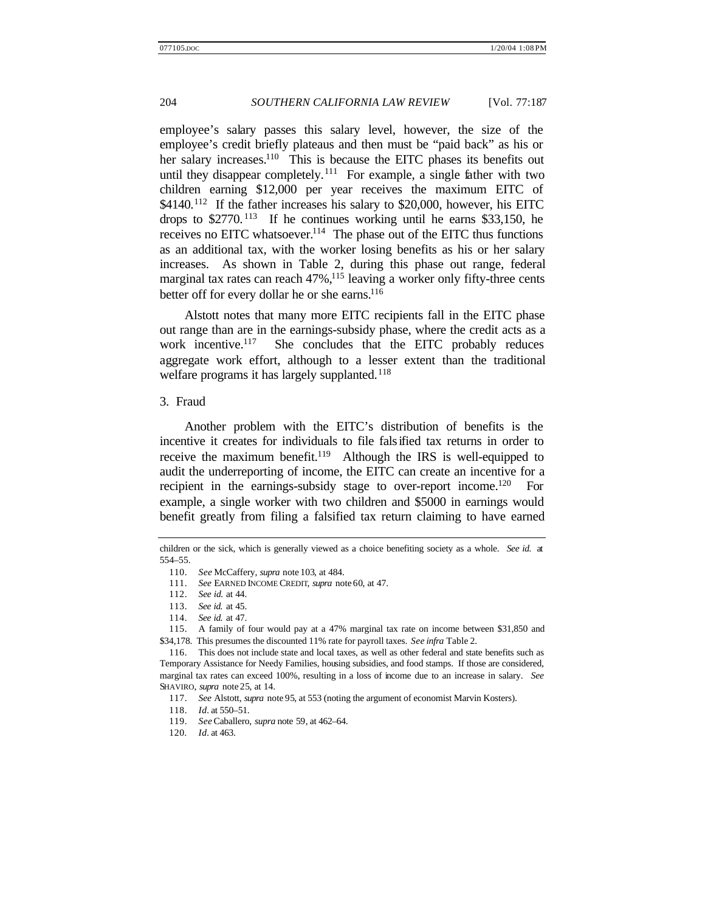employee's salary passes this salary level, however, the size of the employee's credit briefly plateaus and then must be "paid back" as his or her salary increases.[110] This is because the EITC phases its benefits out until they disappear completely.[111] For example, a single father with two children earning $12,000 per year receives the maximum EITC of $4140.[112] If the father increases his salary to $20,000, however, his EITC drops to $2770.[113] If he continues working until he earns $33,150, he receives no EITC whatsoever.[114] The phase out of the EITC thus functions as an additional tax, with the worker losing benefits as his or her salary increases. As shown in Table 2, during this phase out range, federal marginal tax rates can reach 47%,[115] leaving a worker only fifty-three cents better off for every dollar he or she earns.[116]

Alstott notes that many more EITC recipients fall in the EITC phase out range than are in the earnings-subsidy phase, where the credit acts as a work incentive.[117] She concludes that the EITC probably reduces aggregate work effort, although to a lesser extent than the traditional welfare programs it has largely supplanted.[118]

### 3. Fraud

Another problem with the EITC's distribution of benefits is the incentive it creates for individuals to file falsified tax returns in order to receive the maximum benefit.[119] Although the IRS is well-equipped to audit the underreporting of income, the EITC can create an incentive for a recipient in the earnings-subsidy stage to over-report income.[120] For example, a single worker with two children and $5000 in earnings would benefit greatly from filing a falsified tax return claiming to have earned

---

children or the sick, which is generally viewed as a choice benefiting society as a whole. *See id.* at 554–55.

110. *See* McCaffery, *supra* note 103, at 484.

111. *See* EARNED INCOME CREDIT, *supra* note 60, at 47.

112. *See id.* at 44.

113. *See id.* at 45.

114. *See id.* at 47.

115. A family of four would pay at a 47% marginal tax rate on income between $31,850 and $34,178. This presumes the discounted 11% rate for payroll taxes. *See infra* Table 2.

116. This does not include state and local taxes, as well as other federal and state benefits such as Temporary Assistance for Needy Families, housing subsidies, and food stamps. If those are considered, marginal tax rates can exceed 100%, resulting in a loss of income due to an increase in salary. *See* SHAVIRO, *supra* note 25, at 14.

117. *See* Alstott, *supra* note 95, at 553 (noting the argument of economist Marvin Kosters).

118. *Id.* at 550–51.

119. *See* Caballero, *supra* note 59, at 462–64.

120. *Id.* at 463.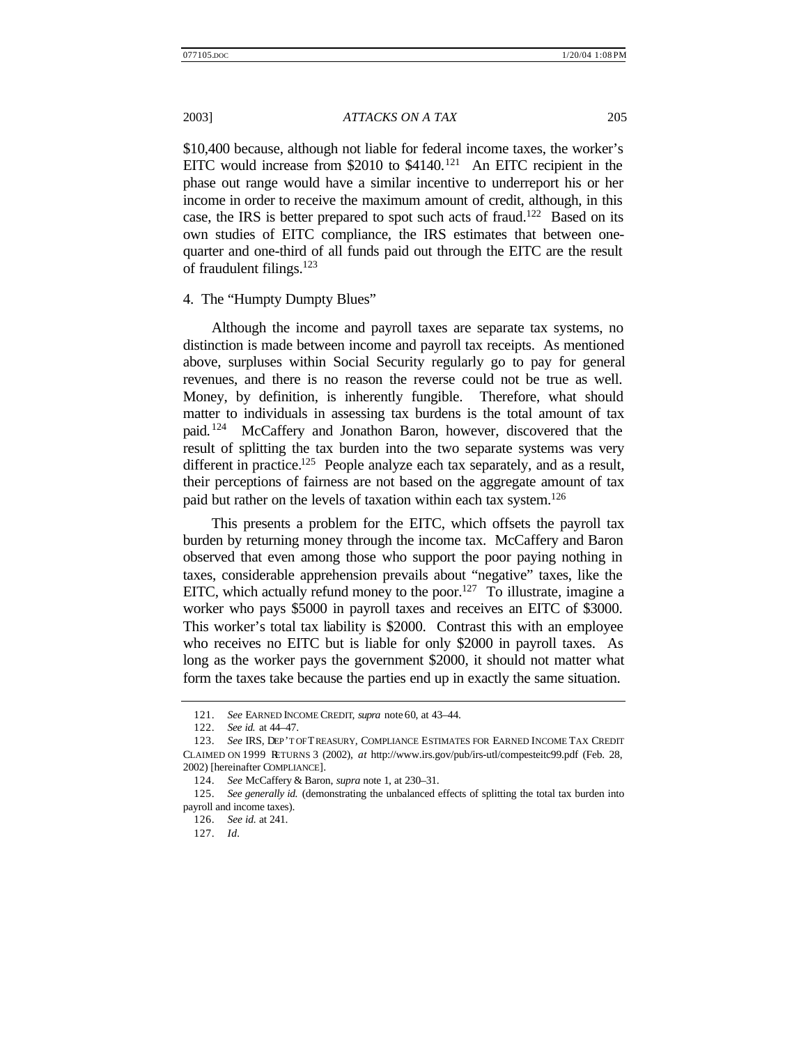$10,400 because, although not liable for federal income taxes, the worker's EITC would increase from $2010 to $4140.[121] An EITC recipient in the phase out range would have a similar incentive to underreport his or her income in order to receive the maximum amount of credit, although, in this case, the IRS is better prepared to spot such acts of fraud.[122] Based on its own studies of EITC compliance, the IRS estimates that between one-quarter and one-third of all funds paid out through the EITC are the result of fraudulent filings.[123]

4. The "Humpty Dumpty Blues"

Although the income and payroll taxes are separate tax systems, no distinction is made between income and payroll tax receipts. As mentioned above, surpluses within Social Security regularly go to pay for general revenues, and there is no reason the reverse could not be true as well. Money, by definition, is inherently fungible. Therefore, what should matter to individuals in assessing tax burdens is the total amount of tax paid.[124] McCaffery and Jonathon Baron, however, discovered that the result of splitting the tax burden into the two separate systems was very different in practice.[125] People analyze each tax separately, and as a result, their perceptions of fairness are not based on the aggregate amount of tax paid but rather on the levels of taxation within each tax system.[126]

This presents a problem for the EITC, which offsets the payroll tax burden by returning money through the income tax. McCaffery and Baron observed that even among those who support the poor paying nothing in taxes, considerable apprehension prevails about "negative" taxes, like the EITC, which actually refund money to the poor.[127] To illustrate, imagine a worker who pays $5000 in payroll taxes and receives an EITC of $3000. This worker's total tax liability is $2000. Contrast this with an employee who receives no EITC but is liable for only $2000 in payroll taxes. As long as the worker pays the government $2000, it should not matter what form the taxes take because the parties end up in exactly the same situation.

---

121. *See* EARNED INCOME CREDIT, *supra* note 60, at 43–44.

122. *See id.* at 44–47.

123. *See* IRS, DEP'T OF TREASURY, COMPLIANCE ESTIMATES FOR EARNED INCOME TAX CREDIT CLAIMED ON 1999 RETURNS 3 (2002), *at* http://www.irs.gov/pub/irs-utl/compesteitc99.pdf (Feb. 28, 2002) [hereinafter COMPLIANCE].

124. *See* McCaffery & Baron, *supra* note 1, at 230–31.

125. *See generally id.* (demonstrating the unbalanced effects of splitting the total tax burden into payroll and income taxes).

126. *See id.* at 241.

127. *Id*.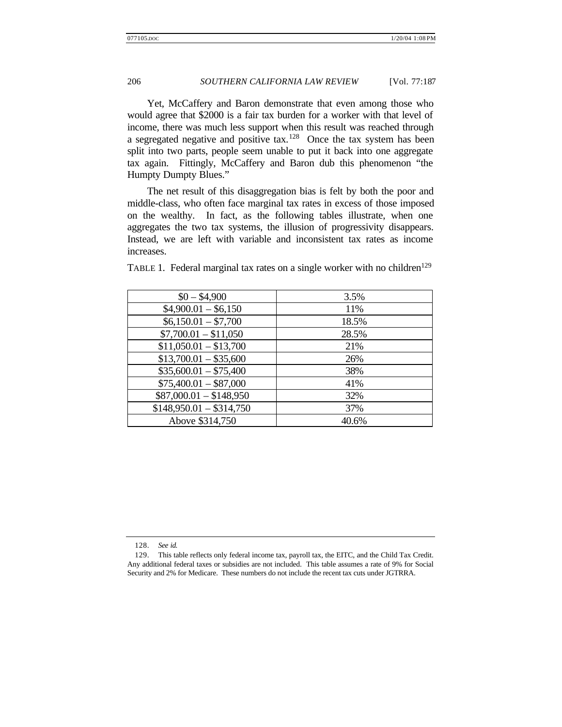Yet, McCaffery and Baron demonstrate that even among those who would agree that $2000 is a fair tax burden for a worker with that level of income, there was much less support when this result was reached through a segregated negative and positive tax.[128] Once the tax system has been split into two parts, people seem unable to put it back into one aggregate tax again. Fittingly, McCaffery and Baron dub this phenomenon "the Humpty Dumpty Blues."

The net result of this disaggregation bias is felt by both the poor and middle-class, who often face marginal tax rates in excess of those imposed on the wealthy. In fact, as the following tables illustrate, when one aggregates the two tax systems, the illusion of progressivity disappears. Instead, we are left with variable and inconsistent tax rates as income increases.

TABLE 1. Federal marginal tax rates on a single worker with no children[129]

| Income | Rate |
|---|---|
| $0 – $4,900 | 3.5% |
| $4,900.01 – $6,150 | 11% |
| $6,150.01 – $7,700 | 18.5% |
| $7,700.01 – $11,050 | 28.5% |
| $11,050.01 – $13,700 | 21% |
| $13,700.01 – $35,600 | 26% |
| $35,600.01 – $75,400 | 38% |
| $75,400.01 – $87,000 | 41% |
| $87,000.01 – $148,950 | 32% |
| $148,950.01 – $314,750 | 37% |
| Above $314,750 | 40.6% |

128. *See id.*

129. This table reflects only federal income tax, payroll tax, the EITC, and the Child Tax Credit. Any additional federal taxes or subsidies are not included. This table assumes a rate of 9% for Social Security and 2% for Medicare. These numbers do not include the recent tax cuts under JGTRRA.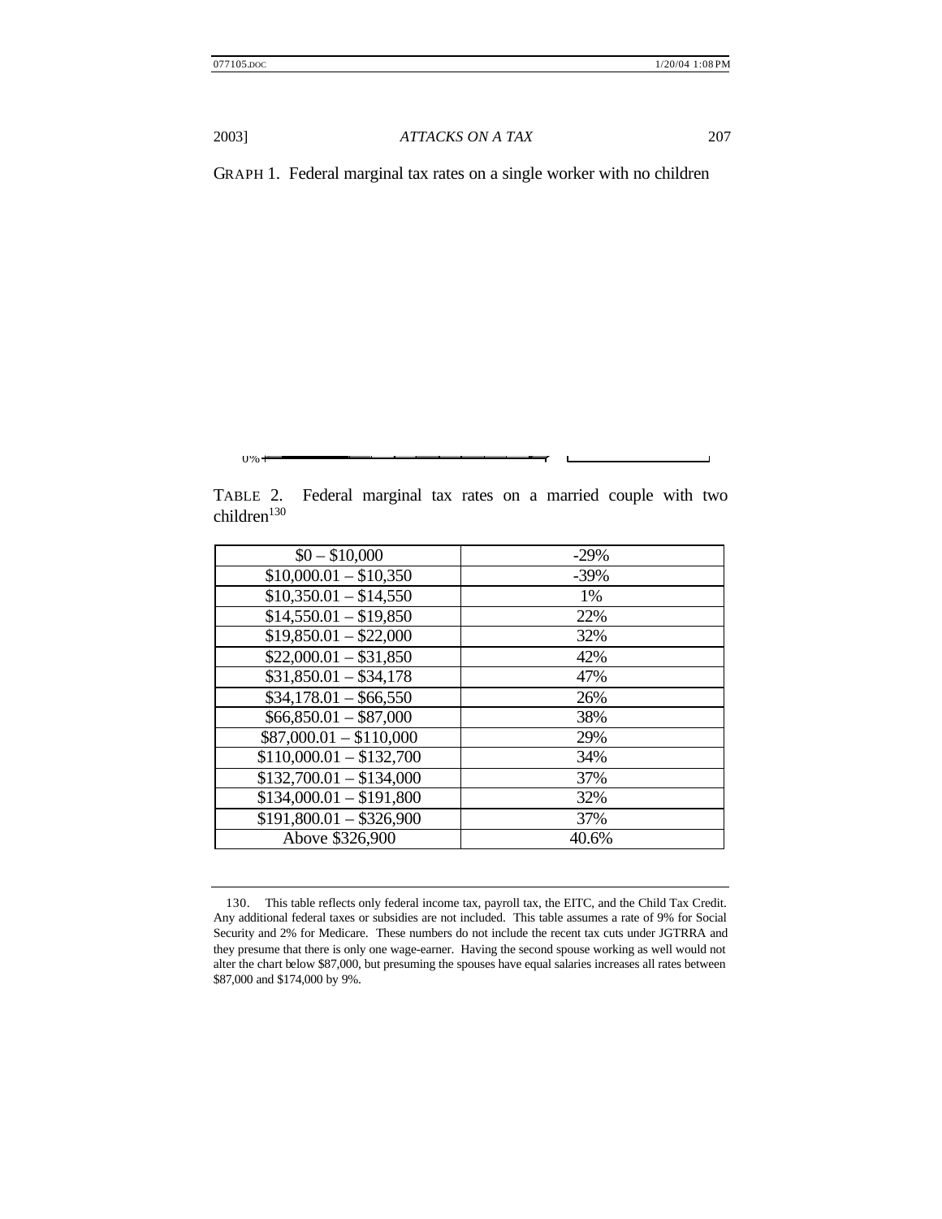GRAPH 1. Federal marginal tax rates on a single worker with no children

TABLE 2. Federal marginal tax rates on a married couple with two children[130]

| | |
|---|---|
| $0 – $10,000 | -29% |
| $10,000.01 – $10,350 | -39% |
| $10,350.01 – $14,550 | 1% |
| $14,550.01 – $19,850 | 22% |
| $19,850.01 – $22,000 | 32% |
| $22,000.01 – $31,850 | 42% |
| $31,850.01 – $34,178 | 47% |
| $34,178.01 – $66,550 | 26% |
| $66,850.01 – $87,000 | 38% |
| $87,000.01 – $110,000 | 29% |
| $110,000.01 – $132,700 | 34% |
| $132,700.01 – $134,000 | 37% |
| $134,000.01 – $191,800 | 32% |
| $191,800.01 – $326,900 | 37% |
| Above $326,900 | 40.6% |

130. This table reflects only federal income tax, payroll tax, the EITC, and the Child Tax Credit. Any additional federal taxes or subsidies are not included. This table assumes a rate of 9% for Social Security and 2% for Medicare. These numbers do not include the recent tax cuts under JGTRRA and they presume that there is only one wage-earner. Having the second spouse working as well would not alter the chart below $87,000, but presuming the spouses have equal salaries increases all rates between $87,000 and $174,000 by 9%.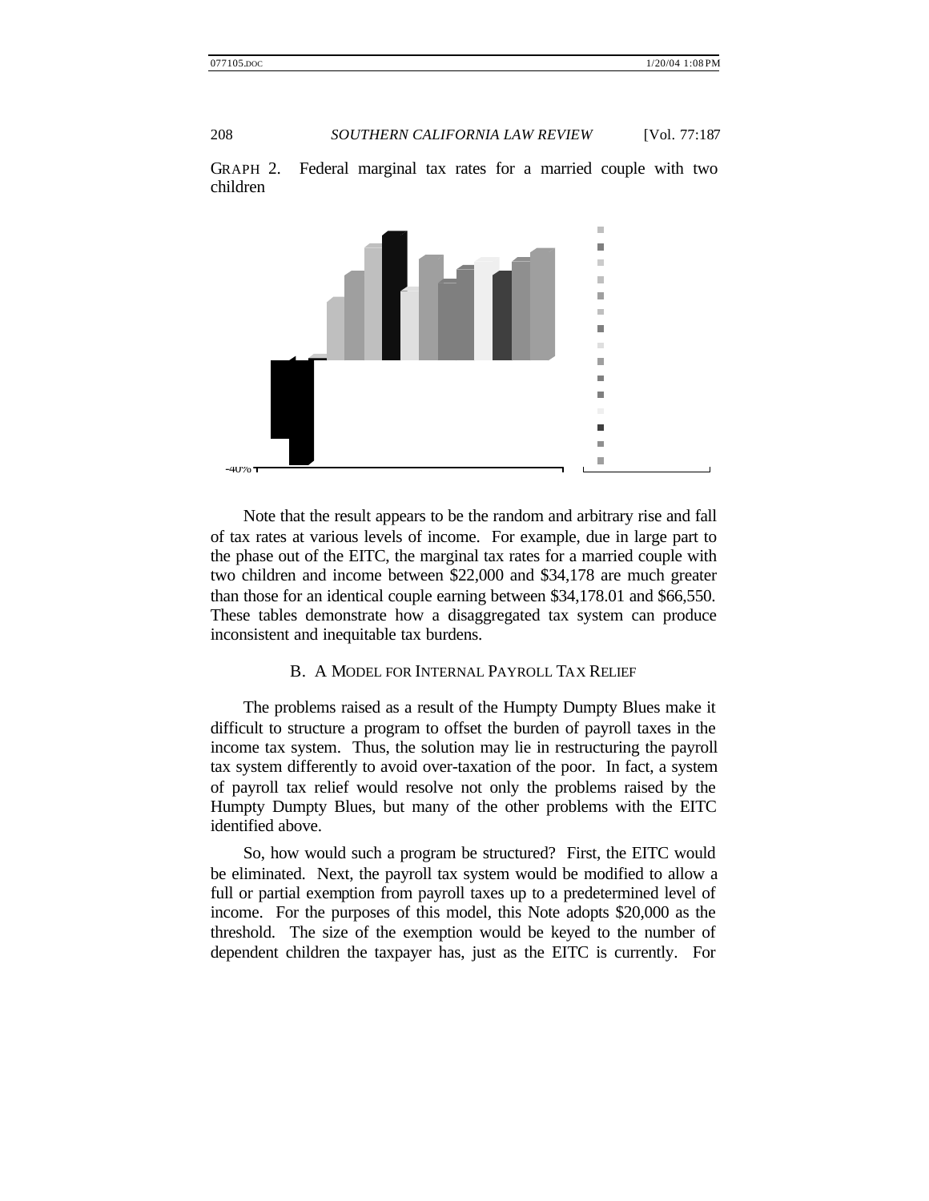GRAPH 2. Federal marginal tax rates for a married couple with two children

Note that the result appears to be the random and arbitrary rise and fall of tax rates at various levels of income. For example, due in large part to the phase out of the EITC, the marginal tax rates for a married couple with two children and income between $22,000 and $34,178 are much greater than those for an identical couple earning between $34,178.01 and $66,550. These tables demonstrate how a disaggregated tax system can produce inconsistent and inequitable tax burdens.

### B. A MODEL FOR INTERNAL PAYROLL TAX RELIEF

The problems raised as a result of the Humpty Dumpty Blues make it difficult to structure a program to offset the burden of payroll taxes in the income tax system. Thus, the solution may lie in restructuring the payroll tax system differently to avoid over-taxation of the poor. In fact, a system of payroll tax relief would resolve not only the problems raised by the Humpty Dumpty Blues, but many of the other problems with the EITC identified above.

So, how would such a program be structured? First, the EITC would be eliminated. Next, the payroll tax system would be modified to allow a full or partial exemption from payroll taxes up to a predetermined level of income. For the purposes of this model, this Note adopts $20,000 as the threshold. The size of the exemption would be keyed to the number of dependent children the taxpayer has, just as the EITC is currently. For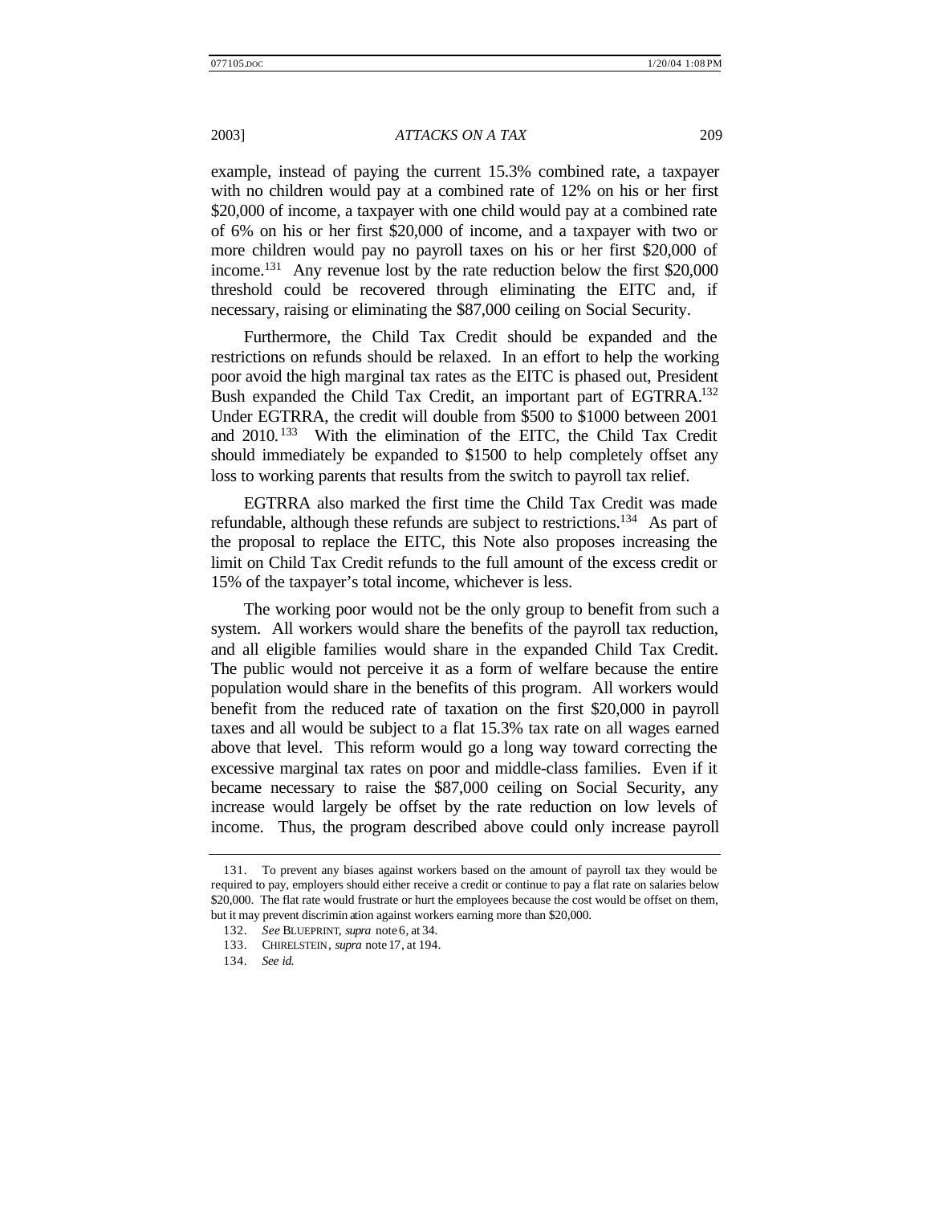example, instead of paying the current 15.3% combined rate, a taxpayer with no children would pay at a combined rate of 12% on his or her first $20,000 of income, a taxpayer with one child would pay at a combined rate of 6% on his or her first $20,000 of income, and a taxpayer with two or more children would pay no payroll taxes on his or her first $20,000 of income.[131] Any revenue lost by the rate reduction below the first $20,000 threshold could be recovered through eliminating the EITC and, if necessary, raising or eliminating the $87,000 ceiling on Social Security.

Furthermore, the Child Tax Credit should be expanded and the restrictions on refunds should be relaxed. In an effort to help the working poor avoid the high marginal tax rates as the EITC is phased out, President Bush expanded the Child Tax Credit, an important part of EGTRRA.[132] Under EGTRRA, the credit will double from $500 to $1000 between 2001 and 2010.[133] With the elimination of the EITC, the Child Tax Credit should immediately be expanded to $1500 to help completely offset any loss to working parents that results from the switch to payroll tax relief.

EGTRRA also marked the first time the Child Tax Credit was made refundable, although these refunds are subject to restrictions.[134] As part of the proposal to replace the EITC, this Note also proposes increasing the limit on Child Tax Credit refunds to the full amount of the excess credit or 15% of the taxpayer's total income, whichever is less.

The working poor would not be the only group to benefit from such a system. All workers would share the benefits of the payroll tax reduction, and all eligible families would share in the expanded Child Tax Credit. The public would not perceive it as a form of welfare because the entire population would share in the benefits of this program. All workers would benefit from the reduced rate of taxation on the first $20,000 in payroll taxes and all would be subject to a flat 15.3% tax rate on all wages earned above that level. This reform would go a long way toward correcting the excessive marginal tax rates on poor and middle-class families. Even if it became necessary to raise the $87,000 ceiling on Social Security, any increase would largely be offset by the rate reduction on low levels of income. Thus, the program described above could only increase payroll

---

131. To prevent any biases against workers based on the amount of payroll tax they would be required to pay, employers should either receive a credit or continue to pay a flat rate on salaries below $20,000. The flat rate would frustrate or hurt the employees because the cost would be offset on them, but it may prevent discrimination against workers earning more than $20,000.

132. *See* BLUEPRINT, *supra* note 6, at 34.

133. CHIRELSTEIN, *supra* note 17, at 194.

134. *See id.*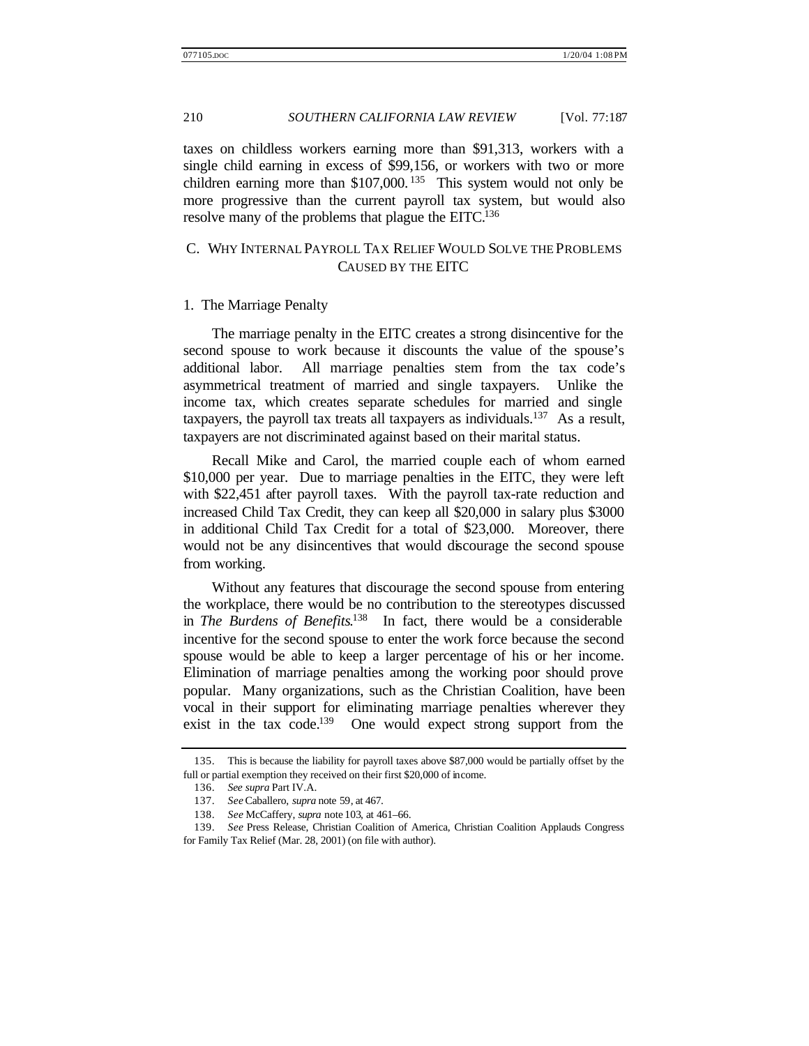taxes on childless workers earning more than $91,313, workers with a single child earning in excess of $99,156, or workers with two or more children earning more than $107,000.[135] This system would not only be more progressive than the current payroll tax system, but would also resolve many of the problems that plague the EITC.[136]

### C. WHY INTERNAL PAYROLL TAX RELIEF WOULD SOLVE THE PROBLEMS CAUSED BY THE EITC

#### 1. The Marriage Penalty

The marriage penalty in the EITC creates a strong disincentive for the second spouse to work because it discounts the value of the spouse's additional labor. All marriage penalties stem from the tax code's asymmetrical treatment of married and single taxpayers. Unlike the income tax, which creates separate schedules for married and single taxpayers, the payroll tax treats all taxpayers as individuals.[137] As a result, taxpayers are not discriminated against based on their marital status.

Recall Mike and Carol, the married couple each of whom earned $10,000 per year. Due to marriage penalties in the EITC, they were left with $22,451 after payroll taxes. With the payroll tax-rate reduction and increased Child Tax Credit, they can keep all $20,000 in salary plus $3000 in additional Child Tax Credit for a total of $23,000. Moreover, there would not be any disincentives that would discourage the second spouse from working.

Without any features that discourage the second spouse from entering the workplace, there would be no contribution to the stereotypes discussed in *The Burdens of Benefits*.[138] In fact, there would be a considerable incentive for the second spouse to enter the work force because the second spouse would be able to keep a larger percentage of his or her income. Elimination of marriage penalties among the working poor should prove popular. Many organizations, such as the Christian Coalition, have been vocal in their support for eliminating marriage penalties wherever they exist in the tax code.[139] One would expect strong support from the

---

135. This is because the liability for payroll taxes above $87,000 would be partially offset by the full or partial exemption they received on their first $20,000 of income.

136. *See supra* Part IV.A.

137. *See* Caballero, *supra* note 59, at 467.

138. *See* McCaffery, *supra* note 103, at 461–66.

139. *See* Press Release, Christian Coalition of America, Christian Coalition Applauds Congress for Family Tax Relief (Mar. 28, 2001) (on file with author).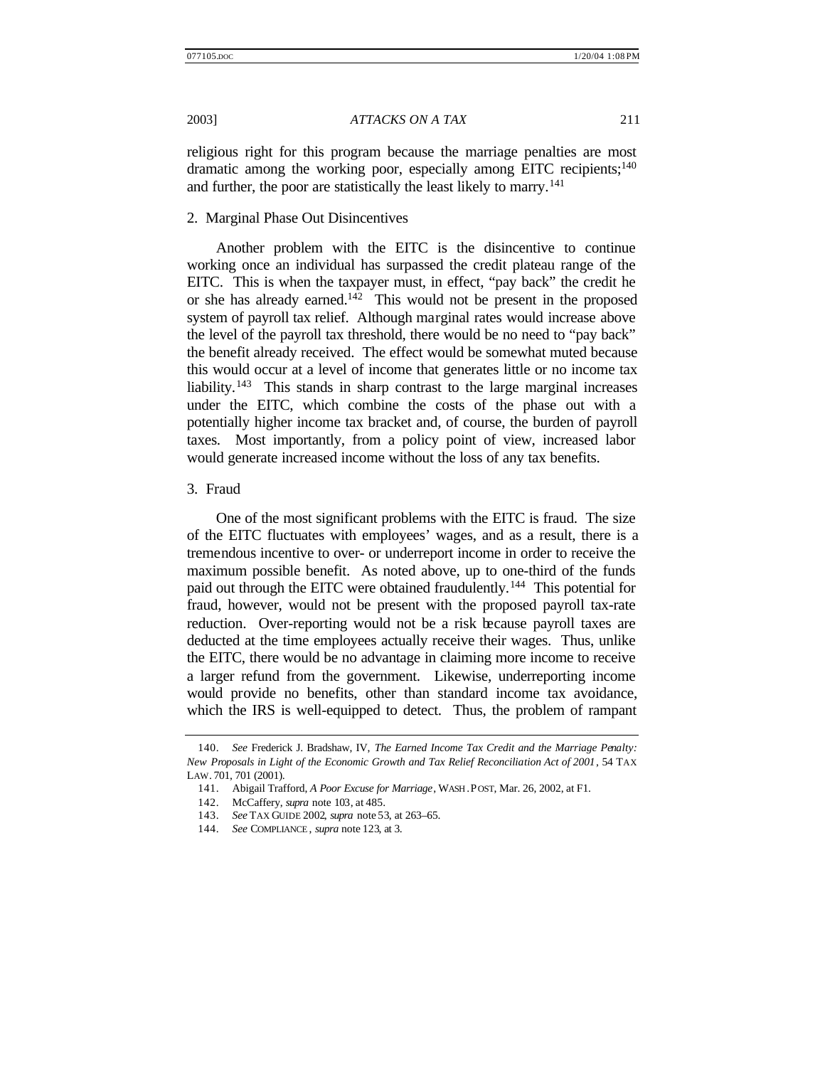religious right for this program because the marriage penalties are most dramatic among the working poor, especially among EITC recipients;[140] and further, the poor are statistically the least likely to marry.[141]

### 2. Marginal Phase Out Disincentives

Another problem with the EITC is the disincentive to continue working once an individual has surpassed the credit plateau range of the EITC. This is when the taxpayer must, in effect, "pay back" the credit he or she has already earned.[142] This would not be present in the proposed system of payroll tax relief. Although marginal rates would increase above the level of the payroll tax threshold, there would be no need to "pay back" the benefit already received. The effect would be somewhat muted because this would occur at a level of income that generates little or no income tax liability.[143] This stands in sharp contrast to the large marginal increases under the EITC, which combine the costs of the phase out with a potentially higher income tax bracket and, of course, the burden of payroll taxes. Most importantly, from a policy point of view, increased labor would generate increased income without the loss of any tax benefits.

### 3. Fraud

One of the most significant problems with the EITC is fraud. The size of the EITC fluctuates with employees' wages, and as a result, there is a tremendous incentive to over- or underreport income in order to receive the maximum possible benefit. As noted above, up to one-third of the funds paid out through the EITC were obtained fraudulently.[144] This potential for fraud, however, would not be present with the proposed payroll tax-rate reduction. Over-reporting would not be a risk because payroll taxes are deducted at the time employees actually receive their wages. Thus, unlike the EITC, there would be no advantage in claiming more income to receive a larger refund from the government. Likewise, underreporting income would provide no benefits, other than standard income tax avoidance, which the IRS is well-equipped to detect. Thus, the problem of rampant

---

140. *See* Frederick J. Bradshaw, IV, *The Earned Income Tax Credit and the Marriage Penalty: New Proposals in Light of the Economic Growth and Tax Relief Reconciliation Act of 2001*, 54 TAX LAW. 701, 701 (2001).

141. Abigail Trafford, *A Poor Excuse for Marriage*, WASH. POST, Mar. 26, 2002, at F1.

142. McCaffery, *supra* note 103, at 485.

143. *See* TAX GUIDE 2002, *supra* note 53, at 263–65.

144. *See* COMPLIANCE, *supra* note 123, at 3.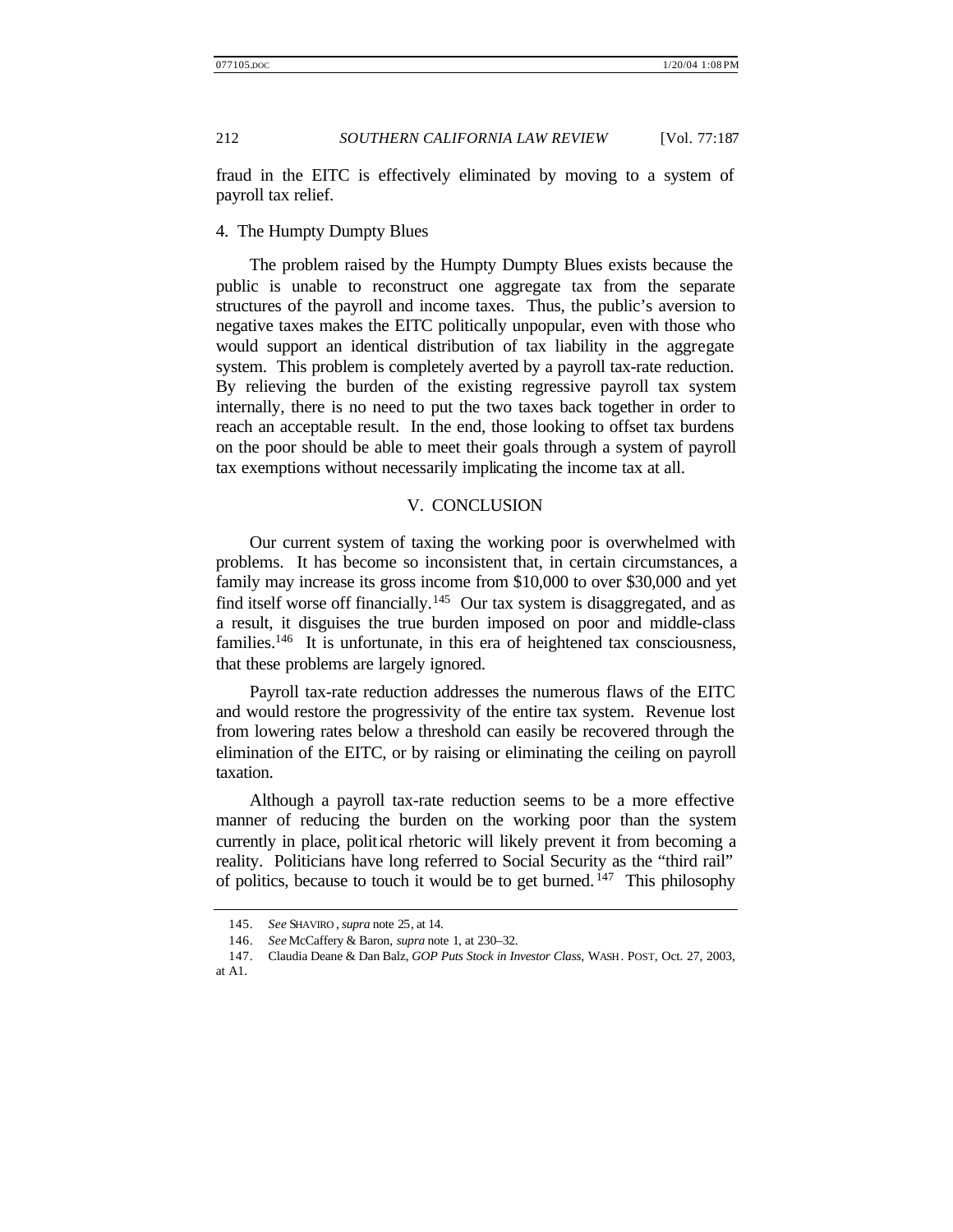fraud in the EITC is effectively eliminated by moving to a system of payroll tax relief.

#### 4. The Humpty Dumpty Blues

The problem raised by the Humpty Dumpty Blues exists because the public is unable to reconstruct one aggregate tax from the separate structures of the payroll and income taxes. Thus, the public's aversion to negative taxes makes the EITC politically unpopular, even with those who would support an identical distribution of tax liability in the aggregate system. This problem is completely averted by a payroll tax-rate reduction. By relieving the burden of the existing regressive payroll tax system internally, there is no need to put the two taxes back together in order to reach an acceptable result. In the end, those looking to offset tax burdens on the poor should be able to meet their goals through a system of payroll tax exemptions without necessarily implicating the income tax at all.

## V. CONCLUSION

Our current system of taxing the working poor is overwhelmed with problems. It has become so inconsistent that, in certain circumstances, a family may increase its gross income from $10,000 to over $30,000 and yet find itself worse off financially.[145] Our tax system is disaggregated, and as a result, it disguises the true burden imposed on poor and middle-class families.[146] It is unfortunate, in this era of heightened tax consciousness, that these problems are largely ignored.

Payroll tax-rate reduction addresses the numerous flaws of the EITC and would restore the progressivity of the entire tax system. Revenue lost from lowering rates below a threshold can easily be recovered through the elimination of the EITC, or by raising or eliminating the ceiling on payroll taxation.

Although a payroll tax-rate reduction seems to be a more effective manner of reducing the burden on the working poor than the system currently in place, political rhetoric will likely prevent it from becoming a reality. Politicians have long referred to Social Security as the "third rail" of politics, because to touch it would be to get burned.[147] This philosophy

---

145. *See* SHAVIRO, *supra* note 25, at 14.

146. *See* McCaffery & Baron, *supra* note 1, at 230–32.

147. Claudia Deane & Dan Balz, *GOP Puts Stock in Investor Class*, WASH. POST, Oct. 27, 2003, at A1.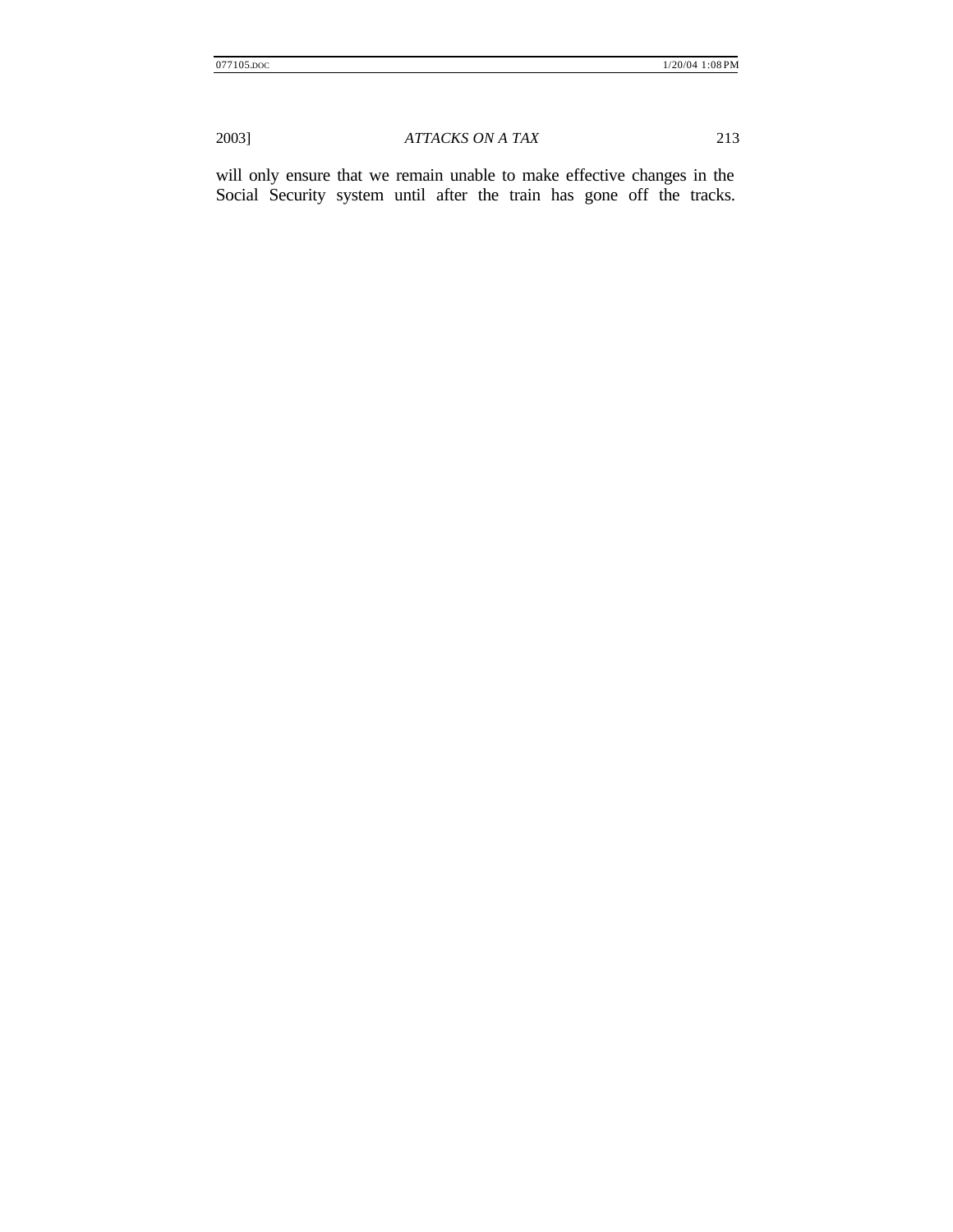will only ensure that we remain unable to make effective changes in the Social Security system until after the train has gone off the tracks.